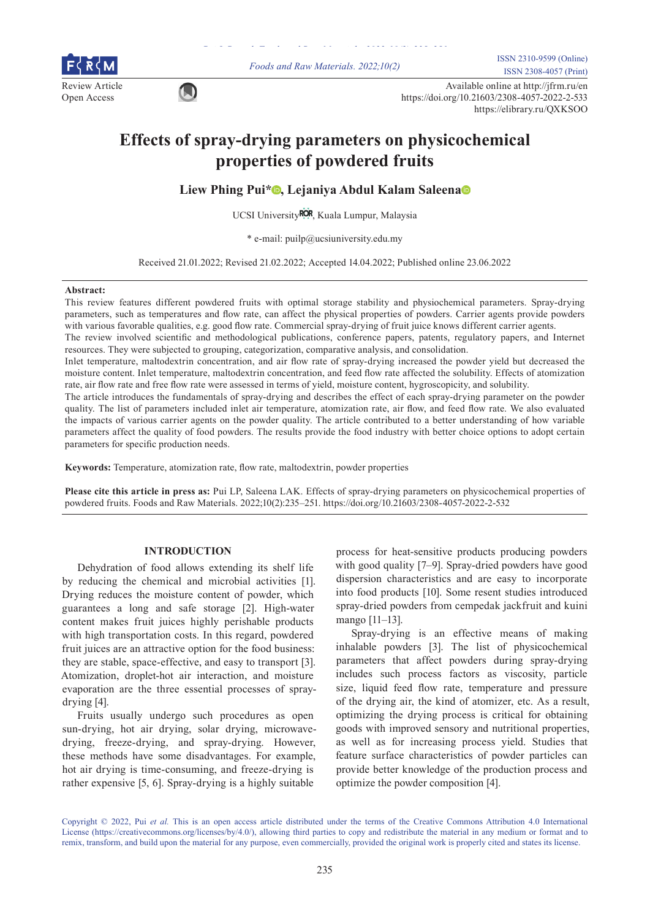Review Article
Open Access

ISSN 2310-9599 (Online)
ISSN 2308-4057 (Print)

Available online at http://jfrm.ru/en
https://doi.org/10.21603/2308-4057-2022-2-533
https://elibrary.ru/QXKSOO

# Effects of spray-drying parameters on physicochemical properties of powdered fruits

**Liew Phing Pui*, Lejaniya Abdul Kalam Saleena**

UCSI University, Kuala Lumpur, Malaysia

* e-mail: puilp@ucsiuniversity.edu.my

Received 21.01.2022; Revised 21.02.2022; Accepted 14.04.2022; Published online 23.06.2022

**Abstract:**
This review features different powdered fruits with optimal storage stability and physiochemical parameters. Spray-drying parameters, such as temperatures and flow rate, can affect the physical properties of powders. Carrier agents provide powders with various favorable qualities, e.g. good flow rate. Commercial spray-drying of fruit juice knows different carrier agents.
The review involved scientific and methodological publications, conference papers, patents, regulatory papers, and Internet resources. They were subjected to grouping, categorization, comparative analysis, and consolidation.
Inlet temperature, maltodextrin concentration, and air flow rate of spray-drying increased the powder yield but decreased the moisture content. Inlet temperature, maltodextrin concentration, and feed flow rate affected the solubility. Effects of atomization rate, air flow rate and free flow rate were assessed in terms of yield, moisture content, hygroscopicity, and solubility.
The article introduces the fundamentals of spray-drying and describes the effect of each spray-drying parameter on the powder quality. The list of parameters included inlet air temperature, atomization rate, air flow, and feed flow rate. We also evaluated the impacts of various carrier agents on the powder quality. The article contributed to a better understanding of how variable parameters affect the quality of food powders. The results provide the food industry with better choice options to adopt certain parameters for specific production needs.

**Keywords:** Temperature, atomization rate, flow rate, maltodextrin, powder properties

**Please cite this article in press as:** Pui LP, Saleena LAK. Effects of spray-drying parameters on physicochemical properties of powdered fruits. Foods and Raw Materials. 2022;10(2):235–251. https://doi.org/10.21603/2308-4057-2022-2-532

## INTRODUCTION

Dehydration of food allows extending its shelf life by reducing the chemical and microbial activities [1]. Drying reduces the moisture content of powder, which guarantees a long and safe storage [2]. High-water content makes fruit juices highly perishable products with high transportation costs. In this regard, powdered fruit juices are an attractive option for the food business: they are stable, space-effective, and easy to transport [3]. Atomization, droplet-hot air interaction, and moisture evaporation are the three essential processes of spray-drying [4].

Fruits usually undergo such procedures as open sun-drying, hot air drying, solar drying, microwave-drying, freeze-drying, and spray-drying. However, these methods have some disadvantages. For example, hot air drying is time-consuming, and freeze-drying is rather expensive [5, 6]. Spray-drying is a highly suitable process for heat-sensitive products producing powders with good quality [7–9]. Spray-dried powders have good dispersion characteristics and are easy to incorporate into food products [10]. Some resent studies introduced spray-dried powders from cempedak jackfruit and kuini mango [11–13].

Spray-drying is an effective means of making inhalable powders [3]. The list of physicochemical parameters that affect powders during spray-drying includes such process factors as viscosity, particle size, liquid feed flow rate, temperature and pressure of the drying air, the kind of atomizer, etc. As a result, optimizing the drying process is critical for obtaining goods with improved sensory and nutritional properties, as well as for increasing process yield. Studies that feature surface characteristics of powder particles can provide better knowledge of the production process and optimize the powder composition [4].

Copyright © 2022, Pui *et al.* This is an open access article distributed under the terms of the Creative Commons Attribution 4.0 International License (https://creativecommons.org/licenses/by/4.0/), allowing third parties to copy and redistribute the material in any medium or format and to remix, transform, and build upon the material for any purpose, even commercially, provided the original work is properly cited and states its license.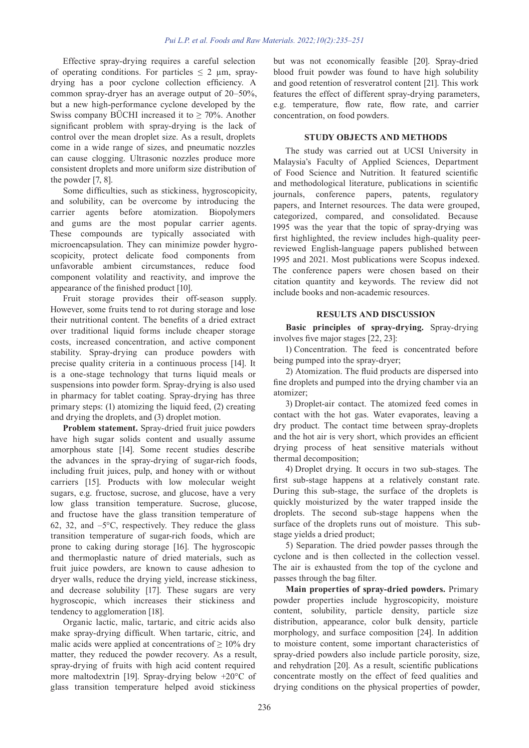Effective spray-drying requires a careful selection of operating conditions. For particles ≤ 2 μm, spray-drying has a poor cyclone collection efficiency. A common spray-dryer has an average output of 20–50%, but a new high-performance cyclone developed by the Swiss company BÜCHI increased it to ≥ 70%. Another significant problem with spray-drying is the lack of control over the mean droplet size. As a result, droplets come in a wide range of sizes, and pneumatic nozzles can cause clogging. Ultrasonic nozzles produce more consistent droplets and more uniform size distribution of the powder [7, 8].

Some difficulties, such as stickiness, hygroscopicity, and solubility, can be overcome by introducing the carrier agents before atomization. Biopolymers and gums are the most popular carrier agents. These compounds are typically associated with microencapsulation. They can minimize powder hygroscopicity, protect delicate food components from unfavorable ambient circumstances, reduce food component volatility and reactivity, and improve the appearance of the finished product [10].

Fruit storage provides their off-season supply. However, some fruits tend to rot during storage and lose their nutritional content. The benefits of a dried extract over traditional liquid forms include cheaper storage costs, increased concentration, and active component stability. Spray-drying can produce powders with precise quality criteria in a continuous process [14]. It is a one-stage technology that turns liquid meals or suspensions into powder form. Spray-drying is also used in pharmacy for tablet coating. Spray-drying has three primary steps: (1) atomizing the liquid feed, (2) creating and drying the droplets, and (3) droplet motion.

**Problem statement.** Spray-dried fruit juice powders have high sugar solids content and usually assume amorphous state [14]. Some recent studies describe the advances in the spray-drying of sugar-rich foods, including fruit juices, pulp, and honey with or without carriers [15]. Products with low molecular weight sugars, e.g. fructose, sucrose, and glucose, have a very low glass transition temperature. Sucrose, glucose, and fructose have the glass transition temperature of 62, 32, and –5°C, respectively. They reduce the glass transition temperature of sugar-rich foods, which are prone to caking during storage [16]. The hygroscopic and thermoplastic nature of dried materials, such as fruit juice powders, are known to cause adhesion to dryer walls, reduce the drying yield, increase stickiness, and decrease solubility [17]. These sugars are very hygroscopic, which increases their stickiness and tendency to agglomeration [18].

Organic lactic, malic, tartaric, and citric acids also make spray-drying difficult. When tartaric, citric, and malic acids were applied at concentrations of ≥ 10% dry matter, they reduced the powder recovery. As a result, spray-drying of fruits with high acid content required more maltodextrin [19]. Spray-drying below +20°C of glass transition temperature helped avoid stickiness but was not economically feasible [20]. Spray-dried blood fruit powder was found to have high solubility and good retention of resveratrol content [21]. This work features the effect of different spray-drying parameters, e.g. temperature, flow rate, flow rate, and carrier concentration, on food powders.

## STUDY OBJECTS AND METHODS

The study was carried out at UCSI University in Malaysia's Faculty of Applied Sciences, Department of Food Science and Nutrition. It featured scientific and methodological literature, publications in scientific journals, conference papers, patents, regulatory papers, and Internet resources. The data were grouped, categorized, compared, and consolidated. Because 1995 was the year that the topic of spray-drying was first highlighted, the review includes high-quality peer-reviewed English-language papers published between 1995 and 2021. Most publications were Scopus indexed. The conference papers were chosen based on their citation quantity and keywords. The review did not include books and non-academic resources.

## RESULTS AND DISCUSSION

**Basic principles of spray-drying.** Spray-drying involves five major stages [22, 23]:

1) Concentration. The feed is concentrated before being pumped into the spray-dryer;

2) Atomization. The fluid products are dispersed into fine droplets and pumped into the drying chamber via an atomizer;

3) Droplet-air contact. The atomized feed comes in contact with the hot gas. Water evaporates, leaving a dry product. The contact time between spray-droplets and the hot air is very short, which provides an efficient drying process of heat sensitive materials without thermal decomposition;

4) Droplet drying. It occurs in two sub-stages. The first sub-stage happens at a relatively constant rate. During this sub-stage, the surface of the droplets is quickly moisturized by the water trapped inside the droplets. The second sub-stage happens when the surface of the droplets runs out of moisture. This sub-stage yields a dried product;

5) Separation. The dried powder passes through the cyclone and is then collected in the collection vessel. The air is exhausted from the top of the cyclone and passes through the bag filter.

**Main properties of spray-dried powders.** Primary powder properties include hygroscopicity, moisture content, solubility, particle density, particle size distribution, appearance, color bulk density, particle morphology, and surface composition [24]. In addition to moisture content, some important characteristics of spray-dried powders also include particle porosity, size, and rehydration [20]. As a result, scientific publications concentrate mostly on the effect of feed qualities and drying conditions on the physical properties of powder,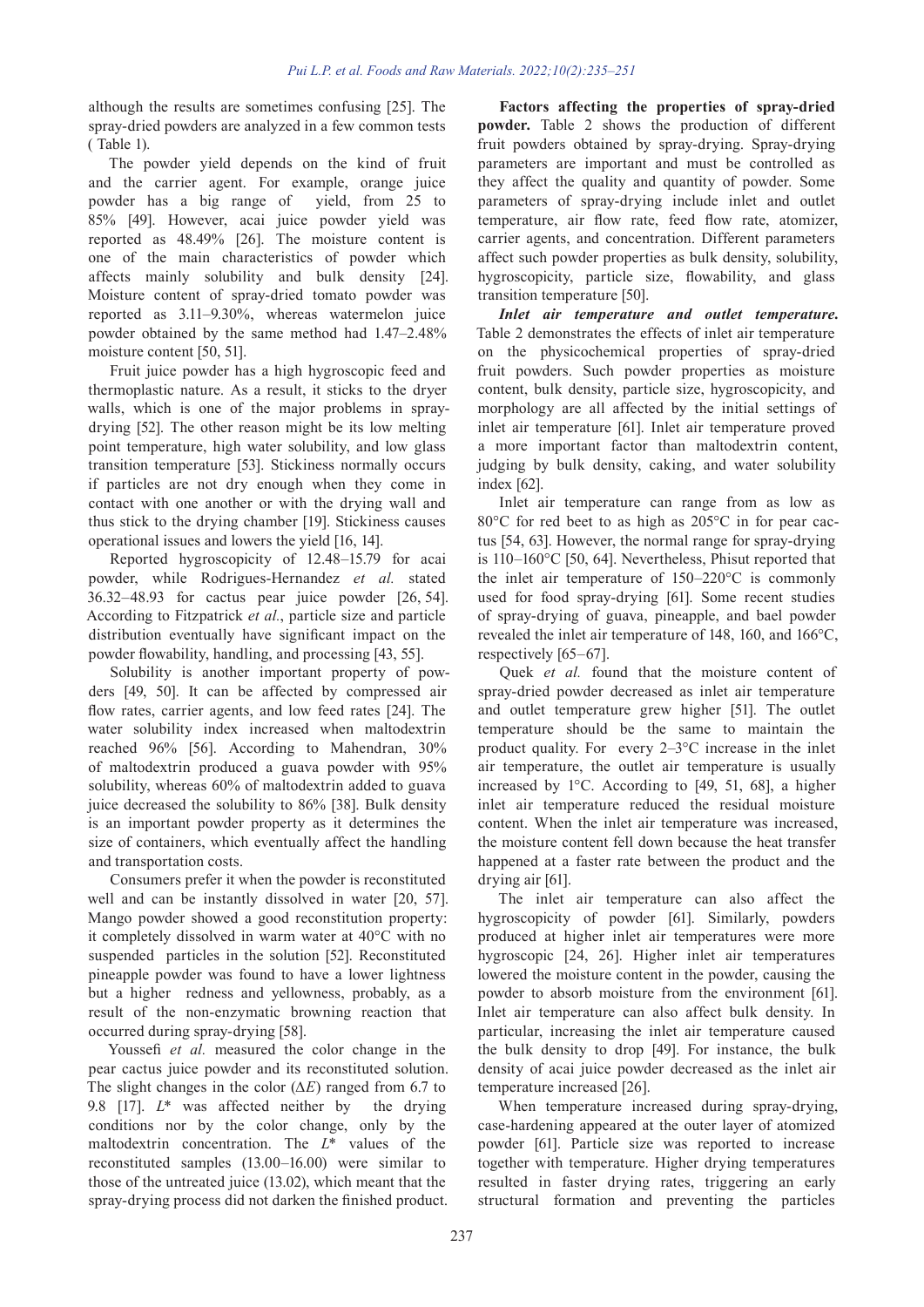although the results are sometimes confusing [25]. The spray-dried powders are analyzed in a few common tests ( Table 1).

The powder yield depends on the kind of fruit and the carrier agent. For example, orange juice powder has a big range of yield, from 25 to 85% [49]. However, acai juice powder yield was reported as 48.49% [26]. The moisture content is one of the main characteristics of powder which affects mainly solubility and bulk density [24]. Moisture content of spray-dried tomato powder was reported as 3.11–9.30%, whereas watermelon juice powder obtained by the same method had 1.47–2.48% moisture content [50, 51].

Fruit juice powder has a high hygroscopic feed and thermoplastic nature. As a result, it sticks to the dryer walls, which is one of the major problems in spray-drying [52]. The other reason might be its low melting point temperature, high water solubility, and low glass transition temperature [53]. Stickiness normally occurs if particles are not dry enough when they come in contact with one another or with the drying wall and thus stick to the drying chamber [19]. Stickiness causes operational issues and lowers the yield [16, 14].

Reported hygroscopicity of 12.48–15.79 for acai powder, while Rodrigues-Hernandez *et al.* stated 36.32–48.93 for cactus pear juice powder [26, 54]. According to Fitzpatrick *et al.*, particle size and particle distribution eventually have significant impact on the powder flowability, handling, and processing [43, 55].

Solubility is another important property of powders [49, 50]. It can be affected by compressed air flow rates, carrier agents, and low feed rates [24]. The water solubility index increased when maltodextrin reached 96% [56]. According to Mahendran, 30% of maltodextrin produced a guava powder with 95% solubility, whereas 60% of maltodextrin added to guava juice decreased the solubility to 86% [38]. Bulk density is an important powder property as it determines the size of containers, which eventually affect the handling and transportation costs.

Consumers prefer it when the powder is reconstituted well and can be instantly dissolved in water [20, 57]. Mango powder showed a good reconstitution property: it completely dissolved in warm water at 40°C with no suspended particles in the solution [52]. Reconstituted pineapple powder was found to have a lower lightness but a higher redness and yellowness, probably, as a result of the non-enzymatic browning reaction that occurred during spray-drying [58].

Youssefi *et al.* measured the color change in the pear cactus juice powder and its reconstituted solution. The slight changes in the color ($\Delta E$) ranged from 6.7 to 9.8 [17]. $L^*$ was affected neither by the drying conditions nor by the color change, only by the maltodextrin concentration. The $L^*$ values of the reconstituted samples (13.00–16.00) were similar to those of the untreated juice (13.02), which meant that the spray-drying process did not darken the finished product.

**Factors affecting the properties of spray-dried powder.** Table 2 shows the production of different fruit powders obtained by spray-drying. Spray-drying parameters are important and must be controlled as they affect the quality and quantity of powder. Some parameters of spray-drying include inlet and outlet temperature, air flow rate, feed flow rate, atomizer, carrier agents, and concentration. Different parameters affect such powder properties as bulk density, solubility, hygroscopicity, particle size, flowability, and glass transition temperature [50].

***Inlet air temperature and outlet temperature.*** Table 2 demonstrates the effects of inlet air temperature on the physicochemical properties of spray-dried fruit powders. Such powder properties as moisture content, bulk density, particle size, hygroscopicity, and morphology are all affected by the initial settings of inlet air temperature [61]. Inlet air temperature proved a more important factor than maltodextrin content, judging by bulk density, caking, and water solubility index [62].

Inlet air temperature can range from as low as 80°C for red beet to as high as 205°C in for pear cactus [54, 63]. However, the normal range for spray-drying is 110–160°C [50, 64]. Nevertheless, Phisut reported that the inlet air temperature of 150–220°C is commonly used for food spray-drying [61]. Some recent studies of spray-drying of guava, pineapple, and bael powder revealed the inlet air temperature of 148, 160, and 166°C, respectively [65–67].

Quek *et al.* found that the moisture content of spray-dried powder decreased as inlet air temperature and outlet temperature grew higher [51]. The outlet temperature should be the same to maintain the product quality. For every 2–3°C increase in the inlet air temperature, the outlet air temperature is usually increased by 1°C. According to [49, 51, 68], a higher inlet air temperature reduced the residual moisture content. When the inlet air temperature was increased, the moisture content fell down because the heat transfer happened at a faster rate between the product and the drying air [61].

The inlet air temperature can also affect the hygroscopicity of powder [61]. Similarly, powders produced at higher inlet air temperatures were more hygroscopic [24, 26]. Higher inlet air temperatures lowered the moisture content in the powder, causing the powder to absorb moisture from the environment [61]. Inlet air temperature can also affect bulk density. In particular, increasing the inlet air temperature caused the bulk density to drop [49]. For instance, the bulk density of acai juice powder decreased as the inlet air temperature increased [26].

When temperature increased during spray-drying, case-hardening appeared at the outer layer of atomized powder [61]. Particle size was reported to increase together with temperature. Higher drying temperatures resulted in faster drying rates, triggering an early structural formation and preventing the particles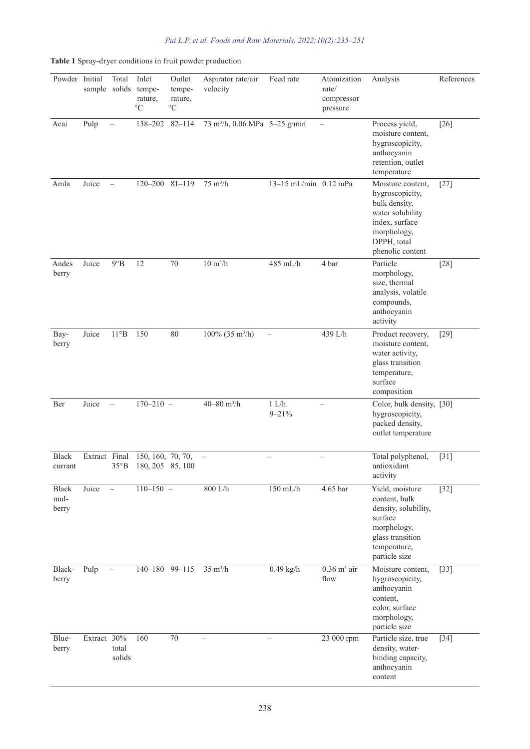**Table 1** Spray-dryer conditions in fruit powder production

| Powder | Initial sample | Total solids | Inlet temperature, °C | Outlet temperature, °C | Aspirator rate/air velocity | Feed rate | Atomization rate/compressor pressure | Analysis | References |
|---|---|---|---|---|---|---|---|---|---|
| Acai | Pulp | – | 138–202 | 82–114 | 73 m$^3$/h, 0.06 MPa | 5–25 g/min | – | Process yield, moisture content, hygroscopicity, anthocyanin retention, outlet temperature | [26] |
| Amla | Juice | – | 120–200 | 81–119 | 75 m$^3$/h | 13–15 mL/min | 0.12 mPa | Moisture content, hygroscopicity, bulk density, water solubility index, surface morphology, DPPH, total phenolic content | [27] |
| Andes berry | Juice | 9°B | 12 | 70 | 10 m$^3$/h | 485 mL/h | 4 bar | Particle morphology, size, thermal analysis, volatile compounds, anthocyanin activity | [28] |
| Bayberry | Juice | 11°B | 150 | 80 | 100% (35 m$^3$/h) | – | 439 L/h | Product recovery, moisture content, water activity, glass transition temperature, surface composition | [29] |
| Ber | Juice | – | 170–210 | – | 40–80 m$^3$/h | 1 L/h 9–21% | – | Color, bulk density, hygroscopicity, packed density, outlet temperature | [30] |
| Black currant | Extract | Final 35°B | 150, 160, 180, 205 | 70, 70, 85, 100 | – | – | – | Total polyphenol, antioxidant activity | [31] |
| Black mulberry | Juice | – | 110–150 | – | 800 L/h | 150 mL/h | 4.65 bar | Yield, moisture content, bulk density, solubility, surface morphology, glass transition temperature, particle size | [32] |
| Blackberry | Pulp | – | 140–180 | 99–115 | 35 m$^3$/h | 0.49 kg/h | 0.36 m$^3$ air flow | Moisture content, hygroscopicity, anthocyanin content, color, surface morphology, particle size | [33] |
| Blueberry | Extract | 30% total solids | 160 | 70 | – | – | 23 000 rpm | Particle size, true density, water-binding capacity, anthocyanin content | [34] |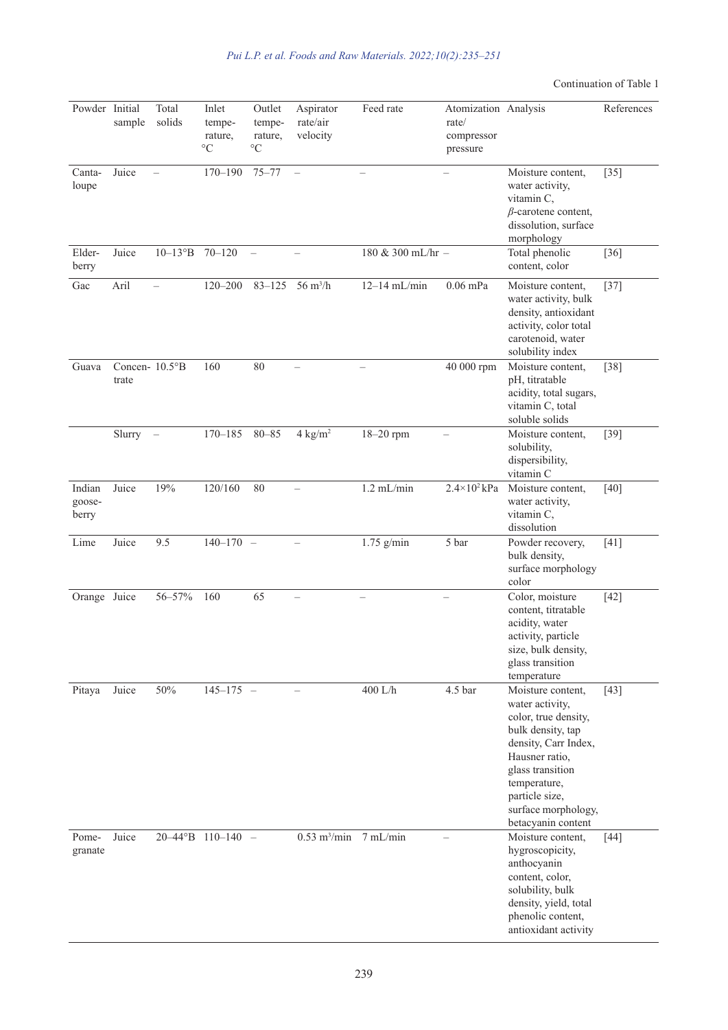Continuation of Table 1

| Powder | Initial sample | Total solids | Inlet temperature, °C | Outlet temperature, °C | Aspirator rate/air velocity | Feed rate | Atomization rate/compressor pressure | Analysis | References |
|---|---|---|---|---|---|---|---|---|---|
| Cantaloupe | Juice | – | 170–190 | 75–77 | – | – | – | Moisture content, water activity, vitamin C, β-carotene content, dissolution, surface morphology | [35] |
| Elderberry | Juice | 10–13°B | 70–120 | – | – | 180 & 300 mL/hr | – | Total phenolic content, color | [36] |
| Gac | Aril | – | 120–200 | 83–125 | 56 $m^3$/h | 12–14 mL/min | 0.06 mPa | Moisture content, water activity, bulk density, antioxidant activity, color total carotenoid, water solubility index | [37] |
| Guava | Concentrate | 10.5°B | 160 | 80 | – | – | 40 000 rpm | Moisture content, pH, titratable acidity, total sugars, vitamin C, total soluble solids | [38] |
| | Slurry | – | 170–185 | 80–85 | 4 kg/$m^2$ | 18–20 rpm | – | Moisture content, solubility, dispersibility, vitamin C | [39] |
| Indian gooseberry | Juice | 19% | 120/160 | 80 | – | 1.2 mL/min | $2.4\times10^2$ kPa | Moisture content, water activity, vitamin C, dissolution | [40] |
| Lime | Juice | 9.5 | 140–170 | – | – | 1.75 g/min | 5 bar | Powder recovery, bulk density, surface morphology color | [41] |
| Orange | Juice | 56–57% | 160 | 65 | – | – | – | Color, moisture content, titratable acidity, water activity, particle size, bulk density, glass transition temperature | [42] |
| Pitaya | Juice | 50% | 145–175 | – | – | 400 L/h | 4.5 bar | Moisture content, water activity, color, true density, bulk density, tap density, Carr Index, Hausner ratio, glass transition temperature, particle size, surface morphology, betacyanin content | [43] |
| Pomegranate | Juice | 20–44°B | 110–140 | – | 0.53 $m^3$/min | 7 mL/min | – | Moisture content, hygroscopicity, anthocyanin content, color, solubility, bulk density, yield, total phenolic content, antioxidant activity | [44] |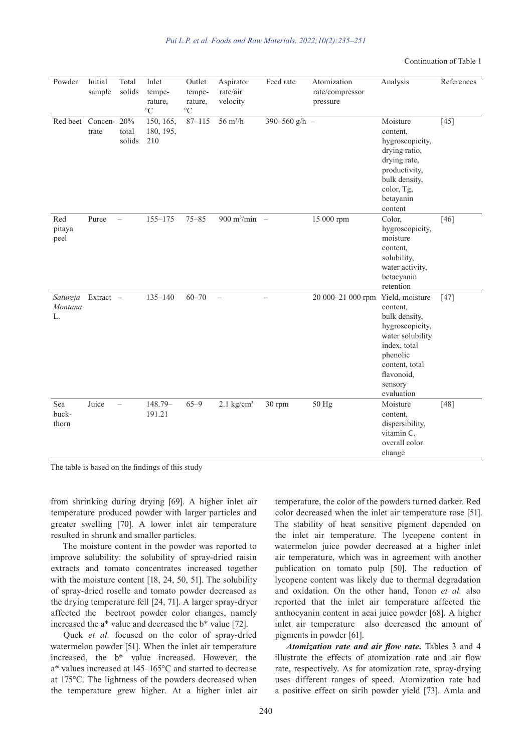Continuation of Table 1

| Powder | Initial sample | Total solids | Inlet temperature, °C | Outlet temperature, °C | Aspirator rate/air velocity | Feed rate | Atomization rate/compressor pressure | Analysis | References |
|---|---|---|---|---|---|---|---|---|---|
| Red beet | Concentrate | 20% total solids | 150, 165, 180, 195, 210 | 87–115 | 56 $m^3/h$ | 390–560 g/h | – | Moisture content, hygroscopicity, drying ratio, drying rate, productivity, bulk density, color, Tg, betayanin content | [45] |
| Red pitaya peel | Puree | – | 155–175 | 75–85 | 900 $m^3/min$ | – | 15 000 rpm | Color, hygroscopicity, moisture content, solubility, water activity, betacyanin retention | [46] |
| *Satureja Montana* L. | Extract | – | 135–140 | 60–70 | – | – | 20 000–21 000 rpm | Yield, moisture content, bulk density, hygroscopicity, water solubility index, total phenolic content, total flavonoid, sensory evaluation | [47] |
| Sea buckthorn | Juice | – | 148.79–191.21 | 65–9 | 2.1 $kg/cm^3$ | 30 rpm | 50 Hg | Moisture content, dispersibility, vitamin C, overall color change | [48] |

The table is based on the findings of this study

from shrinking during drying [69]. A higher inlet air temperature produced powder with larger particles and greater swelling [70]. A lower inlet air temperature resulted in shrunk and smaller particles.

The moisture content in the powder was reported to improve solubility: the solubility of spray-dried raisin extracts and tomato concentrates increased together with the moisture content [18, 24, 50, 51]. The solubility of spray-dried roselle and tomato powder decreased as the drying temperature fell [24, 71]. A larger spray-dryer affected the beetroot powder color changes, namely increased the a* value and decreased the b* value [72].

Quek *et al.* focused on the color of spray-dried watermelon powder [51]. When the inlet air temperature increased, the b* value increased. However, the a* values increased at 145–165°C and started to decrease at 175°C. The lightness of the powders decreased when the temperature grew higher. At a higher inlet air temperature, the color of the powders turned darker. Red color decreased when the inlet air temperature rose [51]. The stability of heat sensitive pigment depended on the inlet air temperature. The lycopene content in watermelon juice powder decreased at a higher inlet air temperature, which was in agreement with another publication on tomato pulp [50]. The reduction of lycopene content was likely due to thermal degradation and oxidation. On the other hand, Tonon *et al.* also reported that the inlet air temperature affected the anthocyanin content in acai juice powder [68]. A higher inlet air temperature also decreased the amount of pigments in powder [61].

***Atomization rate and air flow rate.*** Tables 3 and 4 illustrate the effects of atomization rate and air flow rate, respectively. As for atomization rate, spray-drying uses different ranges of speed. Atomization rate had a positive effect on sirih powder yield [73]. Amla and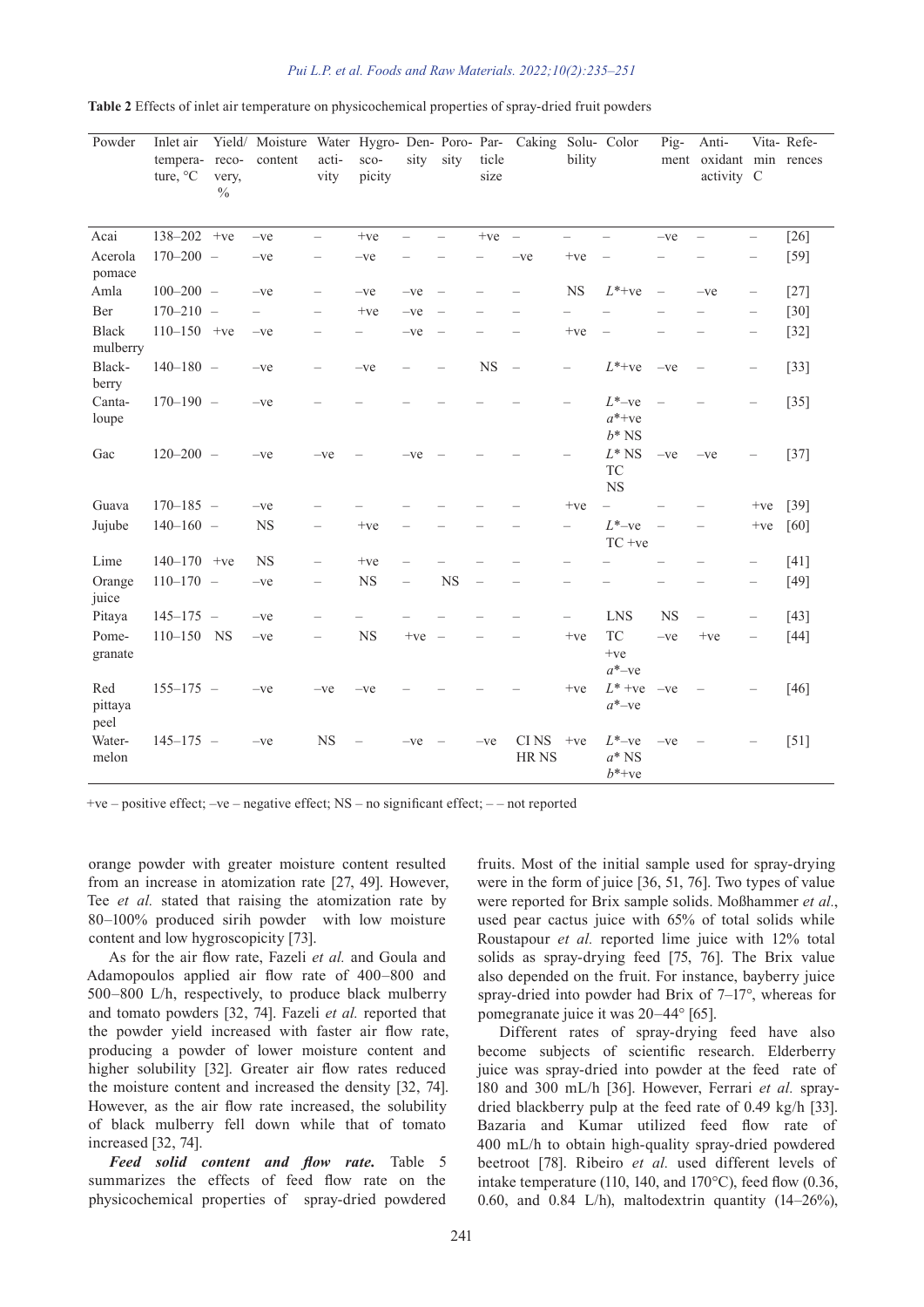**Table 2** Effects of inlet air temperature on physicochemical properties of spray-dried fruit powders

| Powder | Inlet air temperature, °C | Yield/recovery, % | Moisture content | Water activity | Hygroscopicity | Density | Porosity | Particle size | Caking | Solubility | Color | Pigment | Antioxidant activity | Vitamin C | References |
|---|---|---|---|---|---|---|---|---|---|---|---|---|---|---|---|
| Acai | 138–202 | +ve | –ve | – | +ve | – | – | +ve | – | – | – | –ve | – | – | [26] |
| Acerola pomace | 170–200 | – | –ve | – | –ve | – | – | – | –ve | +ve | – | – | – | – | [59] |
| Amla | 100–200 | – | –ve | – | –ve | –ve | – | – | – | NS | $L^*$+ve | – | –ve | – | [27] |
| Ber | 170–210 | – | – | – | +ve | –ve | – | – | – | – | – | – | – | – | [30] |
| Black mulberry | 110–150 | +ve | –ve | – | – | –ve | – | – | – | +ve | – | – | – | – | [32] |
| Blackberry | 140–180 | – | –ve | – | –ve | – | – | NS | – | – | $L^*$+ve | –ve | – | – | [33] |
| Cantaloupe | 170–190 | – | –ve | – | – | – | – | – | – | – | $L^*$–ve $a^*$+ve $b^*$ NS | – | – | – | [35] |
| Gac | 120–200 | – | –ve | –ve | – | –ve | – | – | – | – | $L^*$ NS TC NS | –ve | –ve | – | [37] |
| Guava | 170–185 | – | –ve | – | – | – | – | – | – | +ve | – | – | – | +ve | [39] |
| Jujube | 140–160 | – | NS | – | +ve | – | – | – | – | – | $L^*$–ve TC +ve | – | – | +ve | [60] |
| Lime | 140–170 | +ve | NS | – | +ve | – | – | – | – | – | – | – | – | – | [41] |
| Orange juice | 110–170 | – | –ve | – | NS | – | NS | – | – | – | – | – | – | – | [49] |
| Pitaya | 145–175 | – | –ve | – | – | – | – | – | – | – | LNS | NS | – | – | [43] |
| Pomegranate | 110–150 | NS | –ve | – | NS | +ve | – | – | – | +ve | TC +ve $a^*$–ve | –ve | +ve | – | [44] |
| Red pittaya peel | 155–175 | – | –ve | –ve | –ve | – | – | – | – | +ve | $L^*$ +ve $a^*$–ve | –ve | – | – | [46] |
| Watermelon | 145–175 | – | –ve | NS | – | –ve | – | –ve | CI NS HR NS | +ve | $L^*$–ve $a^*$ NS $b^*$+ve | –ve | – | – | [51] |

+ve – positive effect; –ve – negative effect; NS – no significant effect; – – not reported

orange powder with greater moisture content resulted from an increase in atomization rate [27, 49]. However, Tee *et al.* stated that raising the atomization rate by 80–100% produced sirih powder with low moisture content and low hygroscopicity [73].

As for the air flow rate, Fazeli *et al.* and Goula and Adamopoulos applied air flow rate of 400–800 and 500–800 L/h, respectively, to produce black mulberry and tomato powders [32, 74]. Fazeli *et al.* reported that the powder yield increased with faster air flow rate, producing a powder of lower moisture content and higher solubility [32]. Greater air flow rates reduced the moisture content and increased the density [32, 74]. However, as the air flow rate increased, the solubility of black mulberry fell down while that of tomato increased [32, 74].

***Feed solid content and flow rate.*** Table 5 summarizes the effects of feed flow rate on the physicochemical properties of spray-dried powdered fruits. Most of the initial sample used for spray-drying were in the form of juice [36, 51, 76]. Two types of value were reported for Brix sample solids. Moßhammer *et al.*, used pear cactus juice with 65% of total solids while Roustapour *et al.* reported lime juice with 12% total solids as spray-drying feed [75, 76]. The Brix value also depended on the fruit. For instance, bayberry juice spray-dried into powder had Brix of 7–17°, whereas for pomegranate juice it was 20–44° [65].

Different rates of spray-drying feed have also become subjects of scientific research. Elderberry juice was spray-dried into powder at the feed rate of 180 and 300 mL/h [36]. However, Ferrari *et al.* spray-dried blackberry pulp at the feed rate of 0.49 kg/h [33]. Bazaria and Kumar utilized feed flow rate of 400 mL/h to obtain high-quality spray-dried powdered beetroot [78]. Ribeiro *et al.* used different levels of intake temperature (110, 140, and 170°C), feed flow (0.36, 0.60, and 0.84 L/h), maltodextrin quantity (14–26%),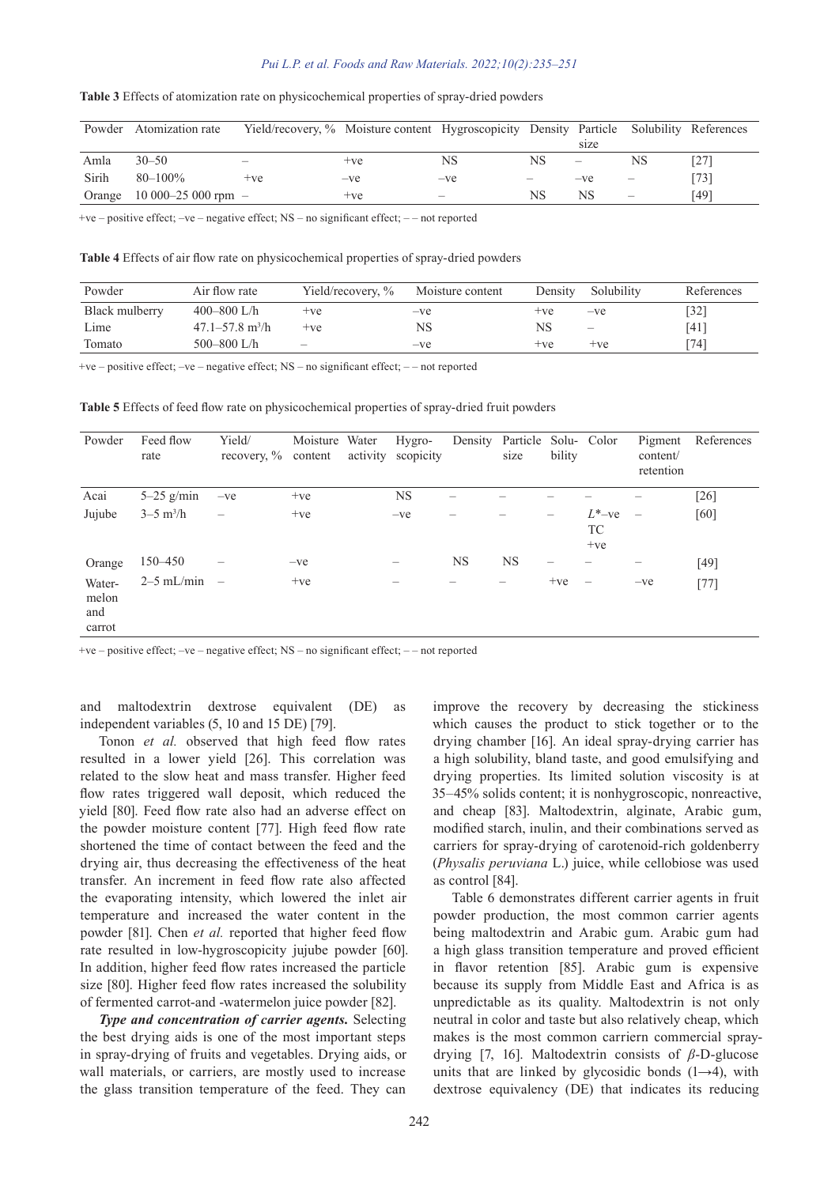**Table 3** Effects of atomization rate on physicochemical properties of spray-dried powders

| Powder | Atomization rate | Yield/recovery, % | Moisture content | Hygroscopicity | Density | Particle size | Solubility | References |
|---|---|---|---|---|---|---|---|---|
| Amla | 30–50 | – | +ve | NS | NS | – | NS | [27] |
| Sirih | 80–100% | +ve | –ve | –ve | – | –ve | – | [73] |
| Orange | 10 000–25 000 rpm | – | +ve | – | NS | NS | – | [49] |

+ve – positive effect; –ve – negative effect; NS – no significant effect; – – not reported

**Table 4** Effects of air flow rate on physicochemical properties of spray-dried powders

| Powder | Air flow rate | Yield/recovery, % | Moisture content | Density | Solubility | References |
|---|---|---|---|---|---|---|
| Black mulberry | 400–800 L/h | +ve | –ve | +ve | –ve | [32] |
| Lime | 47.1–57.8 $m^3$/h | +ve | NS | NS | – | [41] |
| Tomato | 500–800 L/h | – | –ve | +ve | +ve | [74] |

+ve – positive effect; –ve – negative effect; NS – no significant effect; – – not reported

**Table 5** Effects of feed flow rate on physicochemical properties of spray-dried fruit powders

| Powder | Feed flow rate | Yield/recovery, % | Moisture content | Water activity | Hygroscopicity | Density | Particle size | Solubility | Color | Pigment content/retention | References |
|---|---|---|---|---|---|---|---|---|---|---|---|
| Acai | 5–25 g/min | –ve | +ve | | NS | – | – | – | – | – | [26] |
| Jujube | 3–5 $m^3$/h | – | +ve | | –ve | – | – | – | $L^*$–ve TC +ve | – | [60] |
| Orange | 150–450 | – | –ve | | – | NS | NS | – | – | – | [49] |
| Watermelon and carrot | 2–5 mL/min | – | +ve | | – | – | – | +ve | – | –ve | [77] |

+ve – positive effect; –ve – negative effect; NS – no significant effect; – – not reported

and maltodextrin dextrose equivalent (DE) as independent variables (5, 10 and 15 DE) [79].

Tonon *et al.* observed that high feed flow rates resulted in a lower yield [26]. This correlation was related to the slow heat and mass transfer. Higher feed flow rates triggered wall deposit, which reduced the yield [80]. Feed flow rate also had an adverse effect on the powder moisture content [77]. High feed flow rate shortened the time of contact between the feed and the drying air, thus decreasing the effectiveness of the heat transfer. An increment in feed flow rate also affected the evaporating intensity, which lowered the inlet air temperature and increased the water content in the powder [81]. Chen *et al.* reported that higher feed flow rate resulted in low-hygroscopicity jujube powder [60]. In addition, higher feed flow rates increased the particle size [80]. Higher feed flow rates increased the solubility of fermented carrot-and -watermelon juice powder [82].

***Type and concentration of carrier agents.*** Selecting the best drying aids is one of the most important steps in spray-drying of fruits and vegetables. Drying aids, or wall materials, or carriers, are mostly used to increase the glass transition temperature of the feed. They can improve the recovery by decreasing the stickiness which causes the product to stick together or to the drying chamber [16]. An ideal spray-drying carrier has a high solubility, bland taste, and good emulsifying and drying properties. Its limited solution viscosity is at 35–45% solids content; it is nonhygroscopic, nonreactive, and cheap [83]. Maltodextrin, alginate, Arabic gum, modified starch, inulin, and their combinations served as carriers for spray-drying of carotenoid-rich goldenberry (*Physalis peruviana* L.) juice, while cellobiose was used as control [84].

Table 6 demonstrates different carrier agents in fruit powder production, the most common carrier agents being maltodextrin and Arabic gum. Arabic gum had a high glass transition temperature and proved efficient in flavor retention [85]. Arabic gum is expensive because its supply from Middle East and Africa is as unpredictable as its quality. Maltodextrin is not only neutral in color and taste but also relatively cheap, which makes is the most common carriern commercial spray-drying [7, 16]. Maltodextrin consists of *β*-D-glucose units that are linked by glycosidic bonds (1→4), with dextrose equivalency (DE) that indicates its reducing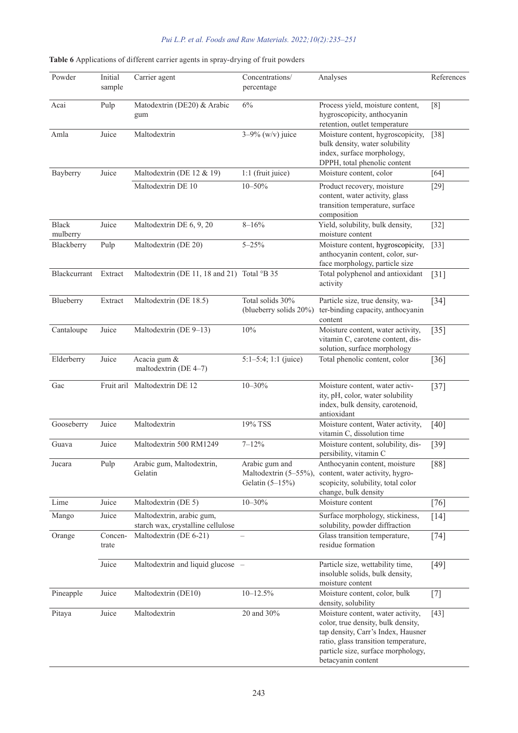**Table 6** Applications of different carrier agents in spray-drying of fruit powders

| Powder | Initial sample | Carrier agent | Concentrations/ percentage | Analyses | References |
|---|---|---|---|---|---|
| Acai | Pulp | Matodextrin (DE20) & Arabic gum | 6% | Process yield, moisture content, hygroscopicity, anthocyanin retention, outlet temperature | [8] |
| Amla | Juice | Maltodextrin | 3–9% (w/v) juice | Moisture content, hygroscopicity, bulk density, water solubility index, surface morphology, DPPH, total phenolic content | [38] |
| Bayberry | Juice | Maltodextrin (DE 12 & 19) | 1:1 (fruit juice) | Moisture content, color | [64] |
| | | Maltodextrin DE 10 | 10–50% | Product recovery, moisture content, water activity, glass transition temperature, surface composition | [29] |
| Black mulberry | Juice | Maltodextrin DE 6, 9, 20 | 8–16% | Yield, solubility, bulk density, moisture content | [32] |
| Blackberry | Pulp | Maltodextrin (DE 20) | 5–25% | Moisture content, hygroscopicity, anthocyanin content, color, surface morphology, particle size | [33] |
| Blackcurrant | Extract | Maltodextrin (DE 11, 18 and 21) | Total °B 35 | Total polyphenol and antioxidant activity | [31] |
| Blueberry | Extract | Maltodextrin (DE 18.5) | Total solids 30% (blueberry solids 20%) | Particle size, true density, water-binding capacity, anthocyanin content | [34] |
| Cantaloupe | Juice | Maltodextrin (DE 9–13) | 10% | Moisture content, water activity, vitamin C, carotene content, dissolution, surface morphology | [35] |
| Elderberry | Juice | Acacia gum & maltodextrin (DE 4–7) | 5:1–5:4; 1:1 (juice) | Total phenolic content, color | [36] |
| Gac | Fruit aril | Maltodextrin DE 12 | 10–30% | Moisture content, water activity, pH, color, water solubility index, bulk density, carotenoid, antioxidant | [37] |
| Gooseberry | Juice | Maltodextrin | 19% TSS | Moisture content, Water activity, vitamin C, dissolution time | [40] |
| Guava | Juice | Maltodextrin 500 RM1249 | 7–12% | Moisture content, solubility, dispersibility, vitamin C | [39] |
| Jucara | Pulp | Arabic gum, Maltodextrin, Gelatin | Arabic gum and Maltodextrin (5–55%), Gelatin (5–15%) | Anthocyanin content, moisture content, water activity, hygroscopicity, solubility, total color change, bulk density | [88] |
| Lime | Juice | Maltodextrin (DE 5) | 10–30% | Moisture content | [76] |
| Mango | Juice | Maltodextrin, arabic gum, starch wax, crystalline cellulose | | Surface morphology, stickiness, solubility, powder diffraction | [14] |
| Orange | Concentrate | Maltodextrin (DE 6-21) | – | Glass transition temperature, residue formation | [74] |
| | Juice | Maltodextrin and liquid glucose | – | Particle size, wettability time, insoluble solids, bulk density, moisture content | [49] |
| Pineapple | Juice | Maltodextrin (DE10) | 10–12.5% | Moisture content, color, bulk density, solubility | [7] |
| Pitaya | Juice | Maltodextrin | 20 and 30% | Moisture content, water activity, color, true density, bulk density, tap density, Carr's Index, Hausner ratio, glass transition temperature, particle size, surface morphology, betacyanin content | [43] |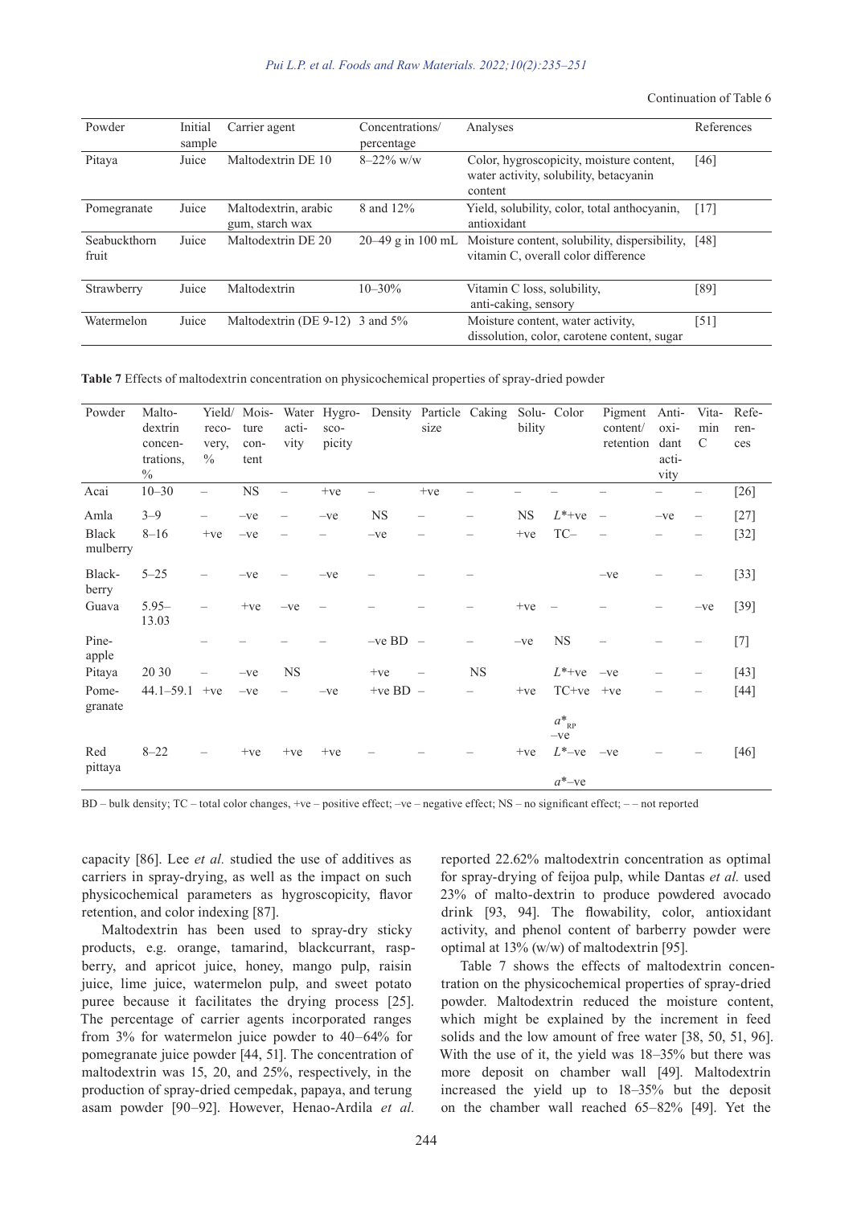Continuation of Table 6

| Powder | Initial sample | Carrier agent | Concentrations/ percentage | Analyses | References |
|---|---|---|---|---|---|
| Pitaya | Juice | Maltodextrin DE 10 | 8–22% w/w | Color, hygroscopicity, moisture content, water activity, solubility, betacyanin content | [46] |
| Pomegranate | Juice | Maltodextrin, arabic gum, starch wax | 8 and 12% | Yield, solubility, color, total anthocyanin, antioxidant | [17] |
| Seabuckthorn fruit | Juice | Maltodextrin DE 20 | 20–49 g in 100 mL | Moisture content, solubility, dispersibility, vitamin C, overall color difference | [48] |
| Strawberry | Juice | Maltodextrin | 10–30% | Vitamin C loss, solubility, anti-caking, sensory | [89] |
| Watermelon | Juice | Maltodextrin (DE 9-12) | 3 and 5% | Moisture content, water activity, dissolution, color, carotene content, sugar | [51] |

**Table 7** Effects of maltodextrin concentration on physicochemical properties of spray-dried powder

| Powder | Maltodextrin concentrations, % | Yield/ recovery, % | Moisture content | Water activity | Hygroscopicity | Density | Particle size | Caking | Solubility | Color | Pigment content/ retention | Antioxidant activity | Vitamin C | References |
|---|---|---|---|---|---|---|---|---|---|---|---|---|---|---|
| Acai | 10–30 | – | NS | – | +ve | – | +ve | – | – | – | – | – | – | [26] |
| Amla | 3–9 | – | –ve | – | –ve | NS | – | – | NS | $L^*$+ve | – | –ve | – | [27] |
| Black mulberry | 8–16 | +ve | –ve | – | – | –ve | – | – | +ve | TC– | – | – | – | [32] |
| Blackberry | 5–25 | – | –ve | – | –ve | – | – | – | | | –ve | – | – | [33] |
| Guava | 5.95–13.03 | – | +ve | –ve | – | – | – | – | +ve | – | – | – | –ve | [39] |
| Pineapple | | – | – | – | – | –ve BD | – | – | –ve | NS | – | – | – | [7] |
| Pitaya | 20 30 | – | –ve | NS | | +ve | – | NS | | $L^*$+ve | –ve | – | – | [43] |
| Pomegranate | 44.1–59.1 | +ve | –ve | – | –ve | +ve BD | – | – | +ve | TC+ve $a^*_{RP}$ –ve | +ve | – | – | [44] |
| Red pittaya | 8–22 | – | +ve | +ve | +ve | – | – | – | +ve | $L^*$–ve $a^*$–ve | –ve | – | – | [46] |

BD – bulk density; TC – total color changes, +ve – positive effect; –ve – negative effect; NS – no significant effect; – – not reported

capacity [86]. Lee *et al.* studied the use of additives as carriers in spray-drying, as well as the impact on such physicochemical parameters as hygroscopicity, flavor retention, and color indexing [87].

Maltodextrin has been used to spray-dry sticky products, e.g. orange, tamarind, blackcurrant, raspberry, and apricot juice, honey, mango pulp, raisin juice, lime juice, watermelon pulp, and sweet potato puree because it facilitates the drying process [25]. The percentage of carrier agents incorporated ranges from 3% for watermelon juice powder to 40–64% for pomegranate juice powder [44, 51]. The concentration of maltodextrin was 15, 20, and 25%, respectively, in the production of spray-dried cempedak, papaya, and terung asam powder [90–92]. However, Henao-Ardila *et al.* reported 22.62% maltodextrin concentration as optimal for spray-drying of feijoa pulp, while Dantas *et al.* used 23% of malto-dextrin to produce powdered avocado drink [93, 94]. The flowability, color, antioxidant activity, and phenol content of barberry powder were optimal at 13% (w/w) of maltodextrin [95].

Table 7 shows the effects of maltodextrin concentration on the physicochemical properties of spray-dried powder. Maltodextrin reduced the moisture content, which might be explained by the increment in feed solids and the low amount of free water [38, 50, 51, 96]. With the use of it, the yield was 18–35% but there was more deposit on chamber wall [49]. Maltodextrin increased the yield up to 18–35% but the deposit on the chamber wall reached 65–82% [49]. Yet the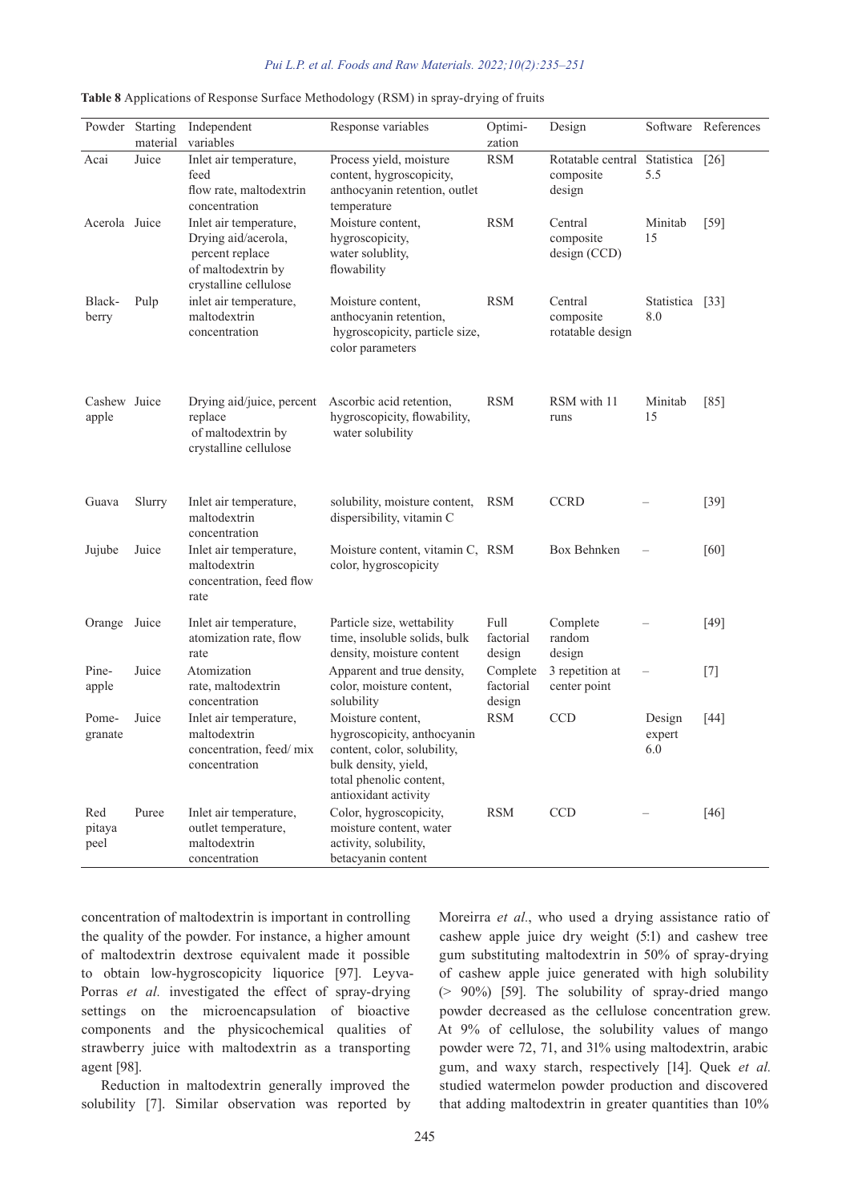**Table 8** Applications of Response Surface Methodology (RSM) in spray-drying of fruits

| Powder | Starting material | Independent variables | Response variables | Optimization | Design | Software | References |
|---|---|---|---|---|---|---|---|
| Acai | Juice | Inlet air temperature, feed flow rate, maltodextrin concentration | Process yield, moisture content, hygroscopicity, anthocyanin retention, outlet temperature | RSM | Rotatable central composite design | Statistica 5.5 | [26] |
| Acerola | Juice | Inlet air temperature, Drying aid/acerola, percent replace of maltodextrin by crystalline cellulose | Moisture content, hygroscopicity, water solublity, flowability | RSM | Central composite design (CCD) | Minitab 15 | [59] |
| Black-berry | Pulp | inlet air temperature, maltodextrin concentration | Moisture content, anthocyanin retention, hygroscopicity, particle size, color parameters | RSM | Central composite rotatable design | Statistica 8.0 | [33] |
| Cashew apple | Juice | Drying aid/juice, percent replace of maltodextrin by crystalline cellulose | Ascorbic acid retention, hygroscopicity, flowability, water solubility | RSM | RSM with 11 runs | Minitab 15 | [85] |
| Guava | Slurry | Inlet air temperature, maltodextrin concentration | solubility, moisture content, dispersibility, vitamin C | RSM | CCRD | – | [39] |
| Jujube | Juice | Inlet air temperature, maltodextrin concentration, feed flow rate | Moisture content, vitamin C, color, hygroscopicity | RSM | Box Behnken | – | [60] |
| Orange | Juice | Inlet air temperature, atomization rate, flow rate | Particle size, wettability time, insoluble solids, bulk density, moisture content | Full factorial design | Complete random design | – | [49] |
| Pine-apple | Juice | Atomization rate, maltodextrin concentration | Apparent and true density, color, moisture content, solubility | Complete factorial design | 3 repetition at center point | – | [7] |
| Pome-granate | Juice | Inlet air temperature, maltodextrin concentration, feed/ mix concentration | Moisture content, hygroscopicity, anthocyanin content, color, solubility, bulk density, yield, total phenolic content, antioxidant activity | RSM | CCD | Design expert 6.0 | [44] |
| Red pitaya peel | Puree | Inlet air temperature, outlet temperature, maltodextrin concentration | Color, hygroscopicity, moisture content, water activity, solubility, betacyanin content | RSM | CCD | – | [46] |

concentration of maltodextrin is important in controlling the quality of the powder. For instance, a higher amount of maltodextrin dextrose equivalent made it possible to obtain low-hygroscopicity liquorice [97]. Leyva-Porras *et al.* investigated the effect of spray-drying settings on the microencapsulation of bioactive components and the physicochemical qualities of strawberry juice with maltodextrin as a transporting agent [98].

Reduction in maltodextrin generally improved the solubility [7]. Similar observation was reported by Moreirra *et al.*, who used a drying assistance ratio of cashew apple juice dry weight (5:1) and cashew tree gum substituting maltodextrin in 50% of spray-drying of cashew apple juice generated with high solubility (> 90%) [59]. The solubility of spray-dried mango powder decreased as the cellulose concentration grew. At 9% of cellulose, the solubility values of mango powder were 72, 71, and 31% using maltodextrin, arabic gum, and waxy starch, respectively [14]. Quek *et al.* studied watermelon powder production and discovered that adding maltodextrin in greater quantities than 10%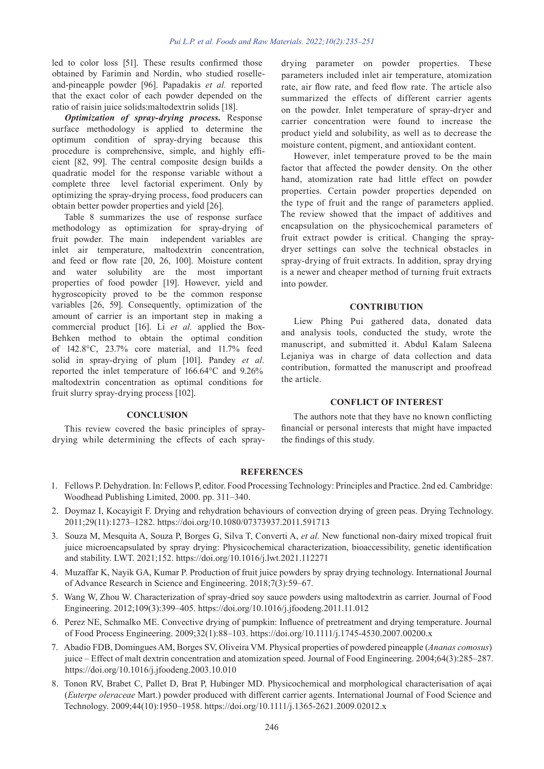led to color loss [51]. These results confirmed those obtained by Farimin and Nordin, who studied roselle-and-pineapple powder [96]. Papadakis *et al.* reported that the exact color of each powder depended on the ratio of raisin juice solids:maltodextrin solids [18].

***Optimization of spray-drying process.*** Response surface methodology is applied to determine the optimum condition of spray-drying because this procedure is comprehensive, simple, and highly efficient [82, 99]. The central composite design builds a quadratic model for the response variable without a complete three level factorial experiment. Only by optimizing the spray-drying process, food producers can obtain better powder properties and yield [26].

Table 8 summarizes the use of response surface methodology as optimization for spray-drying of fruit powder. The main independent variables are inlet air temperature, maltodextrin concentration, and feed or flow rate [20, 26, 100]. Moisture content and water solubility are the most important properties of food powder [19]. However, yield and hygroscopicity proved to be the common response variables [26, 59]. Consequently, optimization of the amount of carrier is an important step in making a commercial product [16]. Li *et al.* applied the Box-Behken method to obtain the optimal condition of 142.8°C, 23.7% core material, and 11.7% feed solid in spray-drying of plum [101]. Pandey *et al*. reported the inlet temperature of 166.64°C and 9.26% maltodextrin concentration as optimal conditions for fruit slurry spray-drying process [102].

## CONCLUSION

This review covered the basic principles of spray-drying while determining the effects of each spray-drying parameter on powder properties. These parameters included inlet air temperature, atomization rate, air flow rate, and feed flow rate. The article also summarized the effects of different carrier agents on the powder. Inlet temperature of spray-dryer and carrier concentration were found to increase the product yield and solubility, as well as to decrease the moisture content, pigment, and antioxidant content.

However, inlet temperature proved to be the main factor that affected the powder density. On the other hand, atomization rate had little effect on powder properties. Certain powder properties depended on the type of fruit and the range of parameters applied. The review showed that the impact of additives and encapsulation on the physicochemical parameters of fruit extract powder is critical. Changing the spray-dryer settings can solve the technical obstacles in spray-drying of fruit extracts. In addition, spray drying is a newer and cheaper method of turning fruit extracts into powder.

## CONTRIBUTION

Liew Phing Pui gathered data, donated data and analysis tools, conducted the study, wrote the manuscript, and submitted it. Abdul Kalam Saleena Lejaniya was in charge of data collection and data contribution, formatted the manuscript and proofread the article.

## CONFLICT OF INTEREST

The authors note that they have no known conflicting financial or personal interests that might have impacted the findings of this study.

## REFERENCES

1. Fellows P. Dehydration. In: Fellows P, editor. Food Processing Technology: Principles and Practice. 2nd ed. Cambridge: Woodhead Publishing Limited, 2000. pp. 311–340.
2. Doymaz I, Kocayigit F. Drying and rehydration behaviours of convection drying of green peas. Drying Technology. 2011;29(11):1273–1282. https://doi.org/10.1080/07373937.2011.591713
3. Souza M, Mesquita A, Souza P, Borges G, Silva T, Converti A, *et al.* New functional non-dairy mixed tropical fruit juice microencapsulated by spray drying: Physicochemical characterization, bioaccessibility, genetic identification and stability. LWT. 2021;152. https://doi.org/10.1016/j.lwt.2021.112271
4. Muzaffar K, Nayik GA, Kumar P. Production of fruit juice powders by spray drying technology. International Journal of Advance Research in Science and Engineering. 2018;7(3):59–67.
5. Wang W, Zhou W. Characterization of spray-dried soy sauce powders using maltodextrin as carrier. Journal of Food Engineering. 2012;109(3):399–405. https://doi.org/10.1016/j.jfoodeng.2011.11.012
6. Perez NE, Schmalko ME. Convective drying of pumpkin: Influence of pretreatment and drying temperature. Journal of Food Process Engineering. 2009;32(1):88–103. https://doi.org/10.1111/j.1745-4530.2007.00200.x
7. Abadio FDB, Domingues AM, Borges SV, Oliveira VM. Physical properties of powdered pineapple (*Ananas comosus*) juice – Effect of malt dextrin concentration and atomization speed. Journal of Food Engineering. 2004;64(3):285–287. https://doi.org/10.1016/j.jfoodeng.2003.10.010
8. Tonon RV, Brabet C, Pallet D, Brat P, Hubinger MD. Physicochemical and morphological characterisation of açai (*Euterpe oleraceae* Mart.) powder produced with different carrier agents. International Journal of Food Science and Technology. 2009;44(10):1950–1958. https://doi.org/10.1111/j.1365-2621.2009.02012.x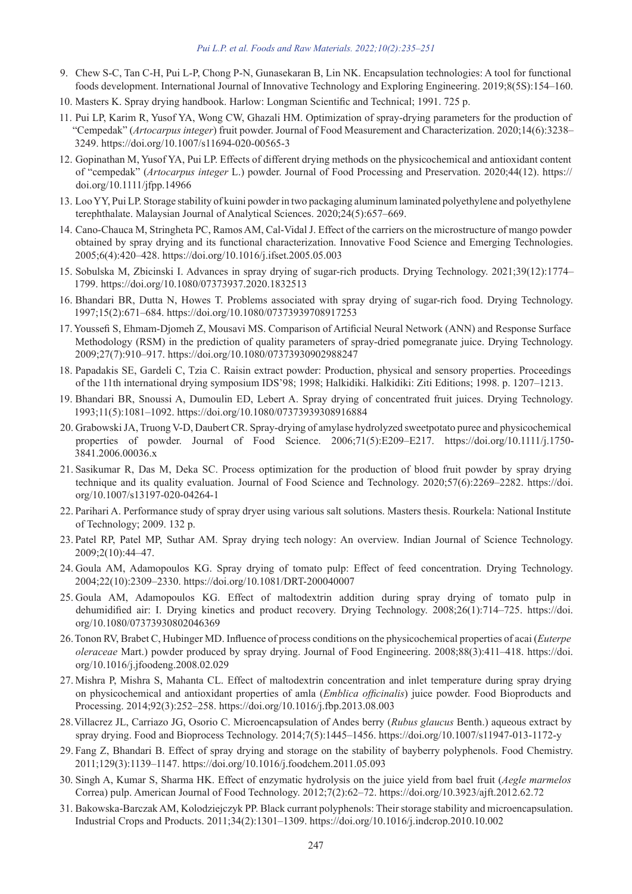9. Chew S-C, Tan C-H, Pui L-P, Chong P-N, Gunasekaran B, Lin NK. Encapsulation technologies: A tool for functional foods development. International Journal of Innovative Technology and Exploring Engineering. 2019;8(5S):154–160.
10. Masters K. Spray drying handbook. Harlow: Longman Scientific and Technical; 1991. 725 p.
11. Pui LP, Karim R, Yusof YA, Wong CW, Ghazali HM. Optimization of spray-drying parameters for the production of "Cempedak" (*Artocarpus integer*) fruit powder. Journal of Food Measurement and Characterization. 2020;14(6):3238–3249. https://doi.org/10.1007/s11694-020-00565-3
12. Gopinathan M, Yusof YA, Pui LP. Effects of different drying methods on the physicochemical and antioxidant content of "cempedak" (*Artocarpus integer* L.) powder. Journal of Food Processing and Preservation. 2020;44(12). https://doi.org/10.1111/jfpp.14966
13. Loo YY, Pui LP. Storage stability of kuini powder in two packaging aluminum laminated polyethylene and polyethylene terephthalate. Malaysian Journal of Analytical Sciences. 2020;24(5):657–669.
14. Cano-Chauca M, Stringheta PC, Ramos AM, Cal-Vidal J. Effect of the carriers on the microstructure of mango powder obtained by spray drying and its functional characterization. Innovative Food Science and Emerging Technologies. 2005;6(4):420–428. https://doi.org/10.1016/j.ifset.2005.05.003
15. Sobulska M, Zbicinski I. Advances in spray drying of sugar-rich products. Drying Technology. 2021;39(12):1774–1799. https://doi.org/10.1080/07373937.2020.1832513
16. Bhandari BR, Dutta N, Howes T. Problems associated with spray drying of sugar-rich food. Drying Technology. 1997;15(2):671–684. https://doi.org/10.1080/07373939708917253
17. Youssefi S, Ehmam-Djomeh Z, Mousavi MS. Comparison of Artificial Neural Network (ANN) and Response Surface Methodology (RSM) in the prediction of quality parameters of spray-dried pomegranate juice. Drying Technology. 2009;27(7):910–917. https://doi.org/10.1080/07373930902988247
18. Papadakis SE, Gardeli C, Tzia C. Raisin extract powder: Production, physical and sensory properties. Proceedings of the 11th international drying symposium IDS'98; 1998; Halkidiki. Halkidiki: Ziti Editions; 1998. p. 1207–1213.
19. Bhandari BR, Snoussi A, Dumoulin ED, Lebert A. Spray drying of concentrated fruit juices. Drying Technology. 1993;11(5):1081–1092. https://doi.org/10.1080/07373939308916884
20. Grabowski JA, Truong V-D, Daubert CR. Spray-drying of amylase hydrolyzed sweetpotato puree and physicochemical properties of powder. Journal of Food Science. 2006;71(5):E209–E217. https://doi.org/10.1111/j.1750-3841.2006.00036.x
21. Sasikumar R, Das M, Deka SC. Process optimization for the production of blood fruit powder by spray drying technique and its quality evaluation. Journal of Food Science and Technology. 2020;57(6):2269–2282. https://doi.org/10.1007/s13197-020-04264-1
22. Parihari A. Performance study of spray dryer using various salt solutions. Masters thesis. Rourkela: National Institute of Technology; 2009. 132 p.
23. Patel RP, Patel MP, Suthar AM. Spray drying tech nology: An overview. Indian Journal of Science Technology. 2009;2(10):44–47.
24. Goula AM, Adamopoulos KG. Spray drying of tomato pulp: Effect of feed concentration. Drying Technology. 2004;22(10):2309–2330. https://doi.org/10.1081/DRT-200040007
25. Goula AM, Adamopoulos KG. Effect of maltodextrin addition during spray drying of tomato pulp in dehumidified air: I. Drying kinetics and product recovery. Drying Technology. 2008;26(1):714–725. https://doi.org/10.1080/07373930802046369
26. Tonon RV, Brabet C, Hubinger MD. Influence of process conditions on the physicochemical properties of acai (*Euterpe oleraceae* Mart.) powder produced by spray drying. Journal of Food Engineering. 2008;88(3):411–418. https://doi.org/10.1016/j.jfoodeng.2008.02.029
27. Mishra P, Mishra S, Mahanta CL. Effect of maltodextrin concentration and inlet temperature during spray drying on physicochemical and antioxidant properties of amla (*Emblica officinalis*) juice powder. Food Bioproducts and Processing. 2014;92(3):252–258. https://doi.org/10.1016/j.fbp.2013.08.003
28. Villacrez JL, Carriazo JG, Osorio C. Microencapsulation of Andes berry (*Rubus glaucus* Benth.) aqueous extract by spray drying. Food and Bioprocess Technology. 2014;7(5):1445–1456. https://doi.org/10.1007/s11947-013-1172-y
29. Fang Z, Bhandari B. Effect of spray drying and storage on the stability of bayberry polyphenols. Food Chemistry. 2011;129(3):1139–1147. https://doi.org/10.1016/j.foodchem.2011.05.093
30. Singh A, Kumar S, Sharma HK. Effect of enzymatic hydrolysis on the juice yield from bael fruit (*Aegle marmelos* Correa) pulp. American Journal of Food Technology. 2012;7(2):62–72. https://doi.org/10.3923/ajft.2012.62.72
31. Bakowska-Barczak AM, Kolodziejczyk PP. Black currant polyphenols: Their storage stability and microencapsulation. Industrial Crops and Products. 2011;34(2):1301–1309. https://doi.org/10.1016/j.indcrop.2010.10.002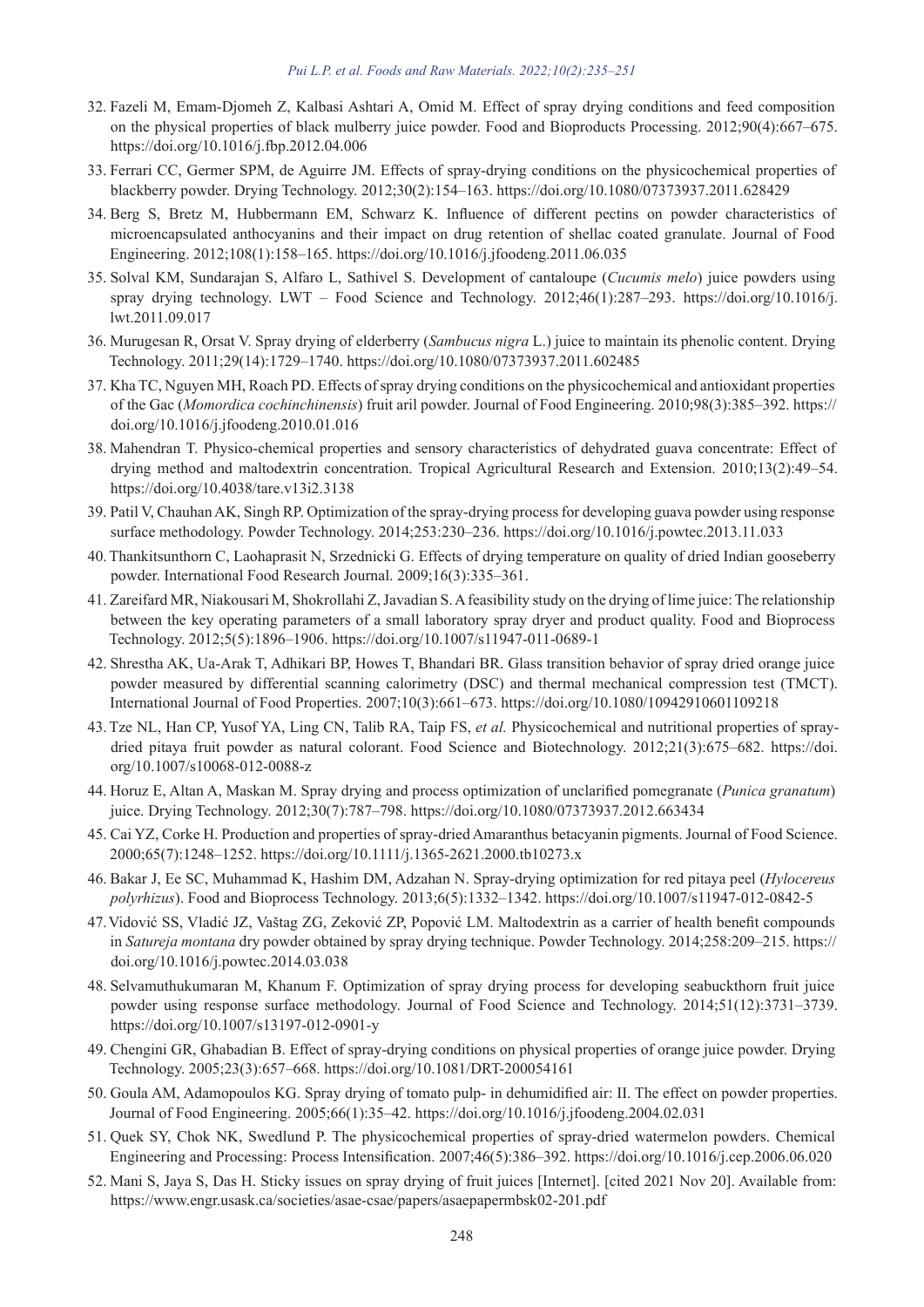32. Fazeli M, Emam-Djomeh Z, Kalbasi Ashtari A, Omid M. Effect of spray drying conditions and feed composition on the physical properties of black mulberry juice powder. Food and Bioproducts Processing. 2012;90(4):667–675. https://doi.org/10.1016/j.fbp.2012.04.006
33. Ferrari CC, Germer SPM, de Aguirre JM. Effects of spray-drying conditions on the physicochemical properties of blackberry powder. Drying Technology. 2012;30(2):154–163. https://doi.org/10.1080/07373937.2011.628429
34. Berg S, Bretz M, Hubbermann EM, Schwarz K. Influence of different pectins on powder characteristics of microencapsulated anthocyanins and their impact on drug retention of shellac coated granulate. Journal of Food Engineering. 2012;108(1):158–165. https://doi.org/10.1016/j.jfoodeng.2011.06.035
35. Solval KM, Sundarajan S, Alfaro L, Sathivel S. Development of cantaloupe (*Cucumis melo*) juice powders using spray drying technology. LWT – Food Science and Technology. 2012;46(1):287–293. https://doi.org/10.1016/j.lwt.2011.09.017
36. Murugesan R, Orsat V. Spray drying of elderberry (*Sambucus nigra* L.) juice to maintain its phenolic content. Drying Technology. 2011;29(14):1729–1740. https://doi.org/10.1080/07373937.2011.602485
37. Kha TC, Nguyen MH, Roach PD. Effects of spray drying conditions on the physicochemical and antioxidant properties of the Gac (*Momordica cochinchinensis*) fruit aril powder. Journal of Food Engineering. 2010;98(3):385–392. https://doi.org/10.1016/j.jfoodeng.2010.01.016
38. Mahendran T. Physico-chemical properties and sensory characteristics of dehydrated guava concentrate: Effect of drying method and maltodextrin concentration. Tropical Agricultural Research and Extension. 2010;13(2):49–54. https://doi.org/10.4038/tare.v13i2.3138
39. Patil V, Chauhan AK, Singh RP. Optimization of the spray-drying process for developing guava powder using response surface methodology. Powder Technology. 2014;253:230–236. https://doi.org/10.1016/j.powtec.2013.11.033
40. Thankitsunthorn C, Laohaprasit N, Srzednicki G. Effects of drying temperature on quality of dried Indian gooseberry powder. International Food Research Journal. 2009;16(3):335–361.
41. Zareifard MR, Niakousari M, Shokrollahi Z, Javadian S. A feasibility study on the drying of lime juice: The relationship between the key operating parameters of a small laboratory spray dryer and product quality. Food and Bioprocess Technology. 2012;5(5):1896–1906. https://doi.org/10.1007/s11947-011-0689-1
42. Shrestha AK, Ua-Arak T, Adhikari BP, Howes T, Bhandari BR. Glass transition behavior of spray dried orange juice powder measured by differential scanning calorimetry (DSC) and thermal mechanical compression test (TMCT). International Journal of Food Properties. 2007;10(3):661–673. https://doi.org/10.1080/10942910601109218
43. Tze NL, Han CP, Yusof YA, Ling CN, Talib RA, Taip FS, *et al.* Physicochemical and nutritional properties of spray-dried pitaya fruit powder as natural colorant. Food Science and Biotechnology. 2012;21(3):675–682. https://doi.org/10.1007/s10068-012-0088-z
44. Horuz E, Altan A, Maskan M. Spray drying and process optimization of unclarified pomegranate (*Punica granatum*) juice. Drying Technology. 2012;30(7):787–798. https://doi.org/10.1080/07373937.2012.663434
45. Cai YZ, Corke H. Production and properties of spray-dried Amaranthus betacyanin pigments. Journal of Food Science. 2000;65(7):1248–1252. https://doi.org/10.1111/j.1365-2621.2000.tb10273.x
46. Bakar J, Ee SC, Muhammad K, Hashim DM, Adzahan N. Spray-drying optimization for red pitaya peel (*Hylocereus polyrhizus*). Food and Bioprocess Technology. 2013;6(5):1332–1342. https://doi.org/10.1007/s11947-012-0842-5
47. Vidović SS, Vladić JZ, Vaštag ZG, Zeković ZP, Popović LM. Maltodextrin as a carrier of health benefit compounds in *Satureja montana* dry powder obtained by spray drying technique. Powder Technology. 2014;258:209–215. https://doi.org/10.1016/j.powtec.2014.03.038
48. Selvamuthukumaran M, Khanum F. Optimization of spray drying process for developing seabuckthorn fruit juice powder using response surface methodology. Journal of Food Science and Technology. 2014;51(12):3731–3739. https://doi.org/10.1007/s13197-012-0901-y
49. Chengini GR, Ghabadian B. Effect of spray-drying conditions on physical properties of orange juice powder. Drying Technology. 2005;23(3):657–668. https://doi.org/10.1081/DRT-200054161
50. Goula AM, Adamopoulos KG. Spray drying of tomato pulp- in dehumidified air: II. The effect on powder properties. Journal of Food Engineering. 2005;66(1):35–42. https://doi.org/10.1016/j.jfoodeng.2004.02.031
51. Quek SY, Chok NK, Swedlund P. The physicochemical properties of spray-dried watermelon powders. Chemical Engineering and Processing: Process Intensification. 2007;46(5):386–392. https://doi.org/10.1016/j.cep.2006.06.020
52. Mani S, Jaya S, Das H. Sticky issues on spray drying of fruit juices [Internet]. [cited 2021 Nov 20]. Available from: https://www.engr.usask.ca/societies/asae-csae/papers/asaepapermbsk02-201.pdf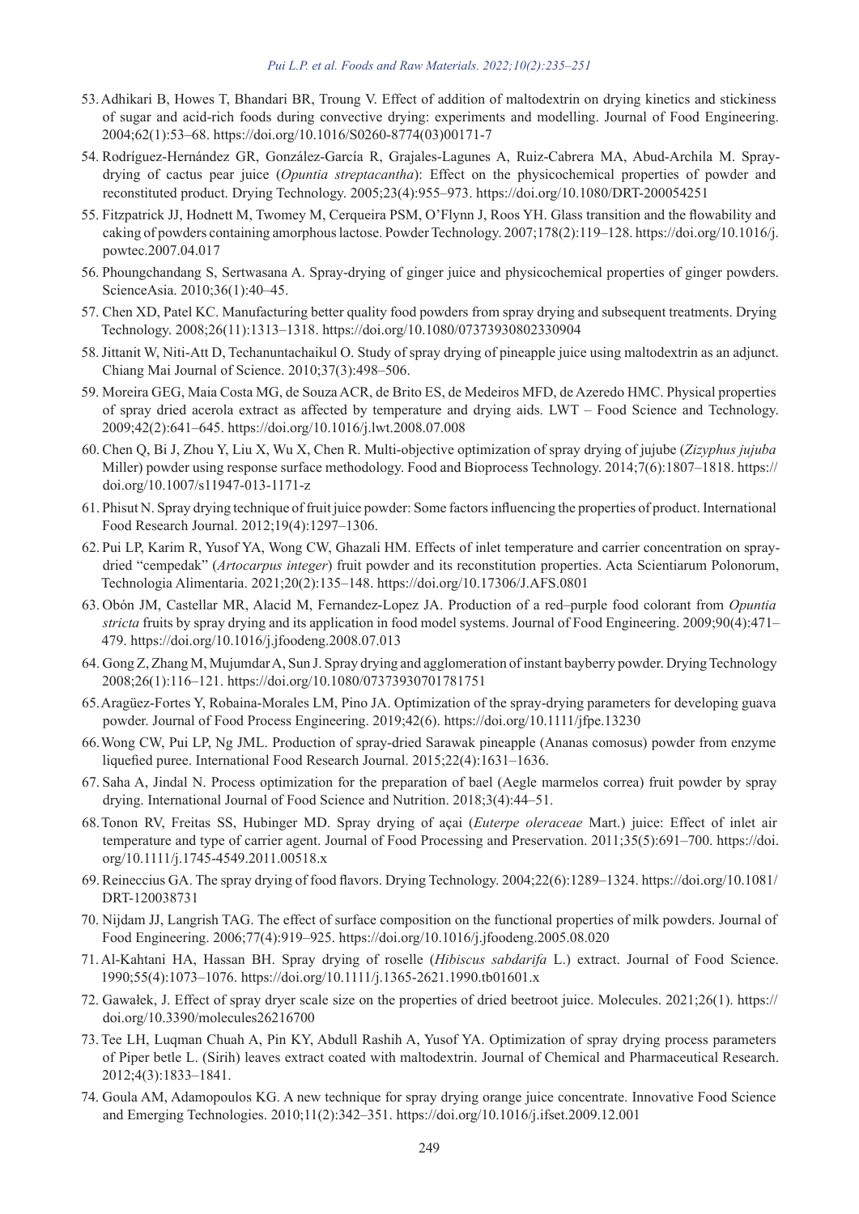53. Adhikari B, Howes T, Bhandari BR, Troung V. Effect of addition of maltodextrin on drying kinetics and stickiness of sugar and acid-rich foods during convective drying: experiments and modelling. Journal of Food Engineering. 2004;62(1):53–68. https://doi.org/10.1016/S0260-8774(03)00171-7
54. Rodríguez-Hernández GR, González-García R, Grajales-Lagunes A, Ruiz-Cabrera MA, Abud-Archila M. Spray-drying of cactus pear juice (*Opuntia streptacantha*): Effect on the physicochemical properties of powder and reconstituted product. Drying Technology. 2005;23(4):955–973. https://doi.org/10.1080/DRT-200054251
55. Fitzpatrick JJ, Hodnett M, Twomey M, Cerqueira PSM, O'Flynn J, Roos YH. Glass transition and the flowability and caking of powders containing amorphous lactose. Powder Technology. 2007;178(2):119–128. https://doi.org/10.1016/j.powtec.2007.04.017
56. Phoungchandang S, Sertwasana A. Spray-drying of ginger juice and physicochemical properties of ginger powders. ScienceAsia. 2010;36(1):40–45.
57. Chen XD, Patel KC. Manufacturing better quality food powders from spray drying and subsequent treatments. Drying Technology. 2008;26(11):1313–1318. https://doi.org/10.1080/07373930802330904
58. Jittanit W, Niti-Att D, Techanuntachaikul O. Study of spray drying of pineapple juice using maltodextrin as an adjunct. Chiang Mai Journal of Science. 2010;37(3):498–506.
59. Moreira GEG, Maia Costa MG, de Souza ACR, de Brito ES, de Medeiros MFD, de Azeredo HMC. Physical properties of spray dried acerola extract as affected by temperature and drying aids. LWT – Food Science and Technology. 2009;42(2):641–645. https://doi.org/10.1016/j.lwt.2008.07.008
60. Chen Q, Bi J, Zhou Y, Liu X, Wu X, Chen R. Multi-objective optimization of spray drying of jujube (*Zizyphus jujuba* Miller) powder using response surface methodology. Food and Bioprocess Technology. 2014;7(6):1807–1818. https://doi.org/10.1007/s11947-013-1171-z
61. Phisut N. Spray drying technique of fruit juice powder: Some factors influencing the properties of product. International Food Research Journal. 2012;19(4):1297–1306.
62. Pui LP, Karim R, Yusof YA, Wong CW, Ghazali HM. Effects of inlet temperature and carrier concentration on spray-dried "cempedak" (*Artocarpus integer*) fruit powder and its reconstitution properties. Acta Scientiarum Polonorum, Technologia Alimentaria. 2021;20(2):135–148. https://doi.org/10.17306/J.AFS.0801
63. Obón JM, Castellar MR, Alacid M, Fernandez-Lopez JA. Production of a red–purple food colorant from *Opuntia stricta* fruits by spray drying and its application in food model systems. Journal of Food Engineering. 2009;90(4):471–479. https://doi.org/10.1016/j.jfoodeng.2008.07.013
64. Gong Z, Zhang M, Mujumdar A, Sun J. Spray drying and agglomeration of instant bayberry powder. Drying Technology 2008;26(1):116–121. https://doi.org/10.1080/07373930701781751
65. Aragüez-Fortes Y, Robaina-Morales LM, Pino JA. Optimization of the spray-drying parameters for developing guava powder. Journal of Food Process Engineering. 2019;42(6). https://doi.org/10.1111/jfpe.13230
66. Wong CW, Pui LP, Ng JML. Production of spray-dried Sarawak pineapple (Ananas comosus) powder from enzyme liquefied puree. International Food Research Journal. 2015;22(4):1631–1636.
67. Saha A, Jindal N. Process optimization for the preparation of bael (Aegle marmelos correa) fruit powder by spray drying. International Journal of Food Science and Nutrition. 2018;3(4):44–51.
68. Tonon RV, Freitas SS, Hubinger MD. Spray drying of açai (*Euterpe oleraceae* Mart.) juice: Effect of inlet air temperature and type of carrier agent. Journal of Food Processing and Preservation. 2011;35(5):691–700. https://doi.org/10.1111/j.1745-4549.2011.00518.x
69. Reineccius GA. The spray drying of food flavors. Drying Technology. 2004;22(6):1289–1324. https://doi.org/10.1081/DRT-120038731
70. Nijdam JJ, Langrish TAG. The effect of surface composition on the functional properties of milk powders. Journal of Food Engineering. 2006;77(4):919–925. https://doi.org/10.1016/j.jfoodeng.2005.08.020
71. Al-Kahtani HA, Hassan BH. Spray drying of roselle (*Hibiscus sabdarifa* L.) extract. Journal of Food Science. 1990;55(4):1073–1076. https://doi.org/10.1111/j.1365-2621.1990.tb01601.x
72. Gawałek, J. Effect of spray dryer scale size on the properties of dried beetroot juice. Molecules. 2021;26(1). https://doi.org/10.3390/molecules26216700
73. Tee LH, Luqman Chuah A, Pin KY, Abdull Rashih A, Yusof YA. Optimization of spray drying process parameters of Piper betle L. (Sirih) leaves extract coated with maltodextrin. Journal of Chemical and Pharmaceutical Research. 2012;4(3):1833–1841.
74. Goula AM, Adamopoulos KG. A new technique for spray drying orange juice concentrate. Innovative Food Science and Emerging Technologies. 2010;11(2):342–351. https://doi.org/10.1016/j.ifset.2009.12.001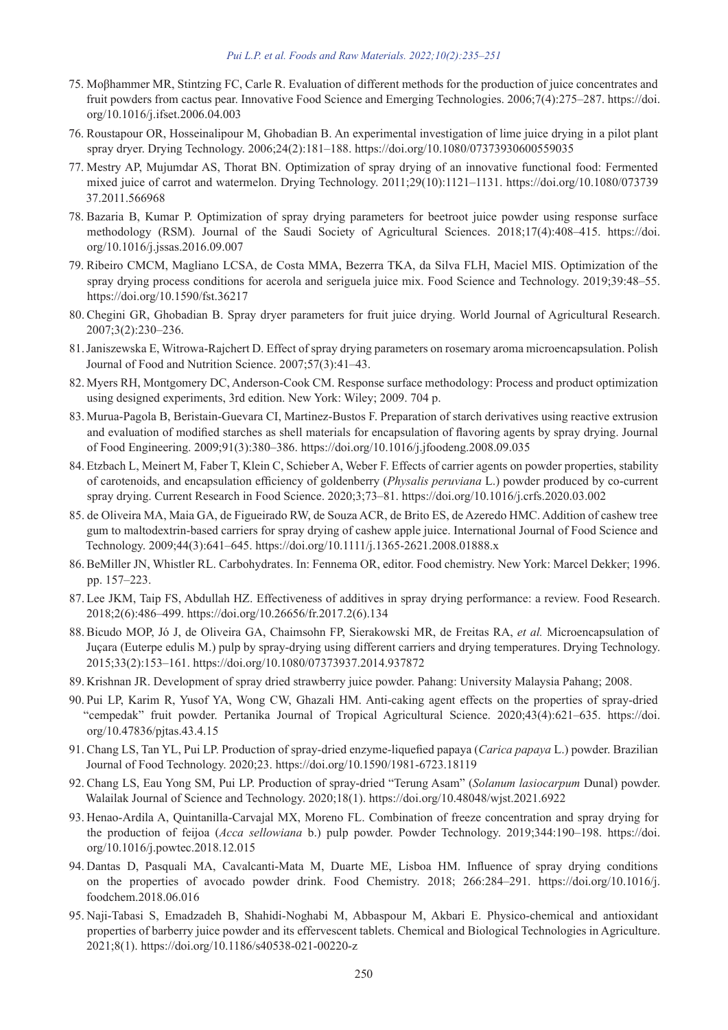75. Moβhammer MR, Stintzing FC, Carle R. Evaluation of different methods for the production of juice concentrates and fruit powders from cactus pear. Innovative Food Science and Emerging Technologies. 2006;7(4):275–287. https://doi.org/10.1016/j.ifset.2006.04.003

76. Roustapour OR, Hosseinalipour M, Ghobadian B. An experimental investigation of lime juice drying in a pilot plant spray dryer. Drying Technology. 2006;24(2):181–188. https://doi.org/10.1080/07373930600559035

77. Mestry AP, Mujumdar AS, Thorat BN. Optimization of spray drying of an innovative functional food: Fermented mixed juice of carrot and watermelon. Drying Technology. 2011;29(10):1121–1131. https://doi.org/10.1080/07373937.2011.566968

78. Bazaria B, Kumar P. Optimization of spray drying parameters for beetroot juice powder using response surface methodology (RSM). Journal of the Saudi Society of Agricultural Sciences. 2018;17(4):408–415. https://doi.org/10.1016/j.jssas.2016.09.007

79. Ribeiro CMCM, Magliano LCSA, de Costa MMA, Bezerra TKA, da Silva FLH, Maciel MIS. Optimization of the spray drying process conditions for acerola and seriguela juice mix. Food Science and Technology. 2019;39:48–55. https://doi.org/10.1590/fst.36217

80. Chegini GR, Ghobadian B. Spray dryer parameters for fruit juice drying. World Journal of Agricultural Research. 2007;3(2):230–236.

81. Janiszewska E, Witrowa-Rajchert D. Effect of spray drying parameters on rosemary aroma microencapsulation. Polish Journal of Food and Nutrition Science. 2007;57(3):41–43.

82. Myers RH, Montgomery DC, Anderson-Cook CM. Response surface methodology: Process and product optimization using designed experiments, 3rd edition. New York: Wiley; 2009. 704 p.

83. Murua-Pagola B, Beristain-Guevara CI, Martinez-Bustos F. Preparation of starch derivatives using reactive extrusion and evaluation of modified starches as shell materials for encapsulation of flavoring agents by spray drying. Journal of Food Engineering. 2009;91(3):380–386. https://doi.org/10.1016/j.jfoodeng.2008.09.035

84. Etzbach L, Meinert M, Faber T, Klein C, Schieber A, Weber F. Effects of carrier agents on powder properties, stability of carotenoids, and encapsulation efficiency of goldenberry (*Physalis peruviana* L.) powder produced by co-current spray drying. Current Research in Food Science. 2020;3;73–81. https://doi.org/10.1016/j.crfs.2020.03.002

85. de Oliveira MA, Maia GA, de Figueirado RW, de Souza ACR, de Brito ES, de Azeredo HMC. Addition of cashew tree gum to maltodextrin-based carriers for spray drying of cashew apple juice. International Journal of Food Science and Technology. 2009;44(3):641–645. https://doi.org/10.1111/j.1365-2621.2008.01888.x

86. BeMiller JN, Whistler RL. Carbohydrates. In: Fennema OR, editor. Food chemistry. New York: Marcel Dekker; 1996. pp. 157–223.

87. Lee JKM, Taip FS, Abdullah HZ. Effectiveness of additives in spray drying performance: a review. Food Research. 2018;2(6):486–499. https://doi.org/10.26656/fr.2017.2(6).134

88. Bicudo MOP, Jó J, de Oliveira GA, Chaimsohn FP, Sierakowski MR, de Freitas RA, *et al.* Microencapsulation of Juçara (Euterpe edulis M.) pulp by spray-drying using different carriers and drying temperatures. Drying Technology. 2015;33(2):153–161. https://doi.org/10.1080/07373937.2014.937872

89. Krishnan JR. Development of spray dried strawberry juice powder. Pahang: University Malaysia Pahang; 2008.

90. Pui LP, Karim R, Yusof YA, Wong CW, Ghazali HM. Anti-caking agent effects on the properties of spray-dried "cempedak" fruit powder. Pertanika Journal of Tropical Agricultural Science. 2020;43(4):621–635. https://doi.org/10.47836/pjtas.43.4.15

91. Chang LS, Tan YL, Pui LP. Production of spray-dried enzyme-liquefied papaya (*Carica papaya* L.) powder. Brazilian Journal of Food Technology. 2020;23. https://doi.org/10.1590/1981-6723.18119

92. Chang LS, Eau Yong SM, Pui LP. Production of spray-dried "Terung Asam" (*Solanum lasiocarpum* Dunal) powder. Walailak Journal of Science and Technology. 2020;18(1). https://doi.org/10.48048/wjst.2021.6922

93. Henao-Ardila A, Quintanilla-Carvajal MX, Moreno FL. Combination of freeze concentration and spray drying for the production of feijoa (*Acca sellowiana* b.) pulp powder. Powder Technology. 2019;344:190–198. https://doi.org/10.1016/j.powtec.2018.12.015

94. Dantas D, Pasquali MA, Cavalcanti-Mata M, Duarte ME, Lisboa HM. Influence of spray drying conditions on the properties of avocado powder drink. Food Chemistry. 2018; 266:284–291. https://doi.org/10.1016/j.foodchem.2018.06.016

95. Naji-Tabasi S, Emadzadeh B, Shahidi-Noghabi M, Abbaspour M, Akbari E. Physico-chemical and antioxidant properties of barberry juice powder and its effervescent tablets. Chemical and Biological Technologies in Agriculture. 2021;8(1). https://doi.org/10.1186/s40538-021-00220-z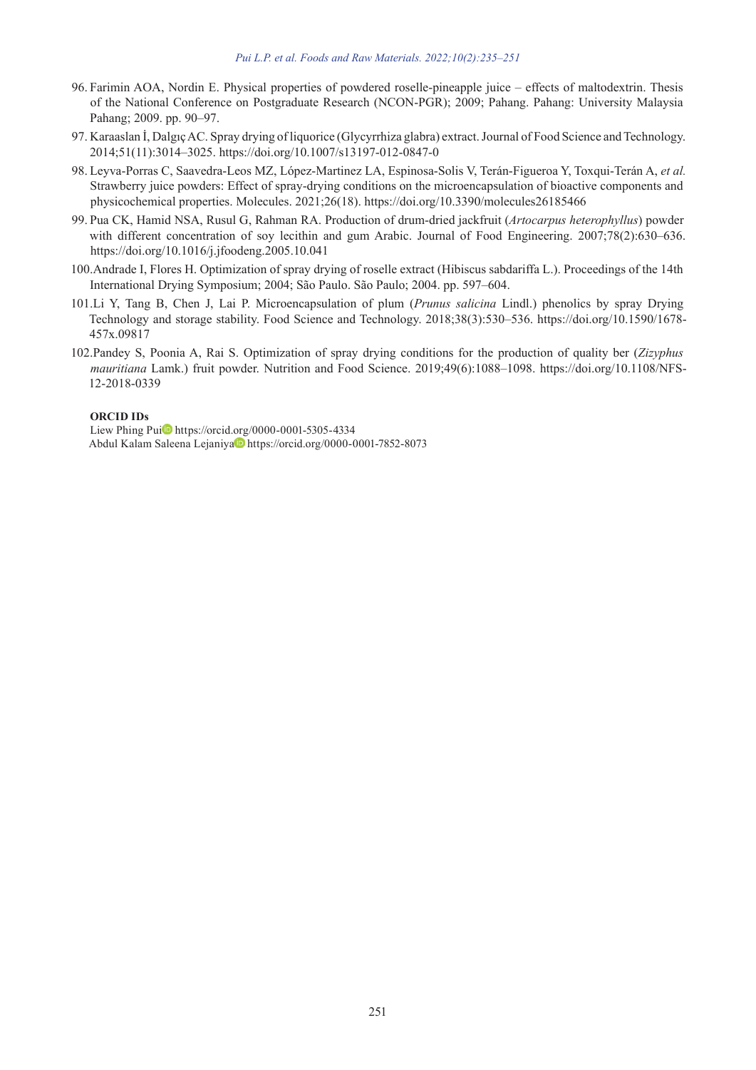96. Farimin AOA, Nordin E. Physical properties of powdered roselle-pineapple juice – effects of maltodextrin. Thesis of the National Conference on Postgraduate Research (NCON-PGR); 2009; Pahang. Pahang: University Malaysia Pahang; 2009. pp. 90–97.
97. Karaaslan İ, Dalgıç AC. Spray drying of liquorice (Glycyrrhiza glabra) extract. Journal of Food Science and Technology. 2014;51(11):3014–3025. https://doi.org/10.1007/s13197-012-0847-0
98. Leyva-Porras C, Saavedra-Leos MZ, López-Martinez LA, Espinosa-Solis V, Terán-Figueroa Y, Toxqui-Terán A, *et al.* Strawberry juice powders: Effect of spray-drying conditions on the microencapsulation of bioactive components and physicochemical properties. Molecules. 2021;26(18). https://doi.org/10.3390/molecules26185466
99. Pua CK, Hamid NSA, Rusul G, Rahman RA. Production of drum-dried jackfruit (*Artocarpus heterophyllus*) powder with different concentration of soy lecithin and gum Arabic. Journal of Food Engineering. 2007;78(2):630–636. https://doi.org/10.1016/j.jfoodeng.2005.10.041
100. Andrade I, Flores H. Optimization of spray drying of roselle extract (Hibiscus sabdariffa L.). Proceedings of the 14th International Drying Symposium; 2004; São Paulo. São Paulo; 2004. pp. 597–604.
101. Li Y, Tang B, Chen J, Lai P. Microencapsulation of plum (*Prunus salicina* Lindl.) phenolics by spray Drying Technology and storage stability. Food Science and Technology. 2018;38(3):530–536. https://doi.org/10.1590/1678-457x.09817
102. Pandey S, Poonia A, Rai S. Optimization of spray drying conditions for the production of quality ber (*Zizyphus mauritiana* Lamk.) fruit powder. Nutrition and Food Science. 2019;49(6):1088–1098. https://doi.org/10.1108/NFS-12-2018-0339

**ORCID IDs**

Liew Phing Pui https://orcid.org/0000-0001-5305-4334
Abdul Kalam Saleena Lejaniya https://orcid.org/0000-0001-7852-8073